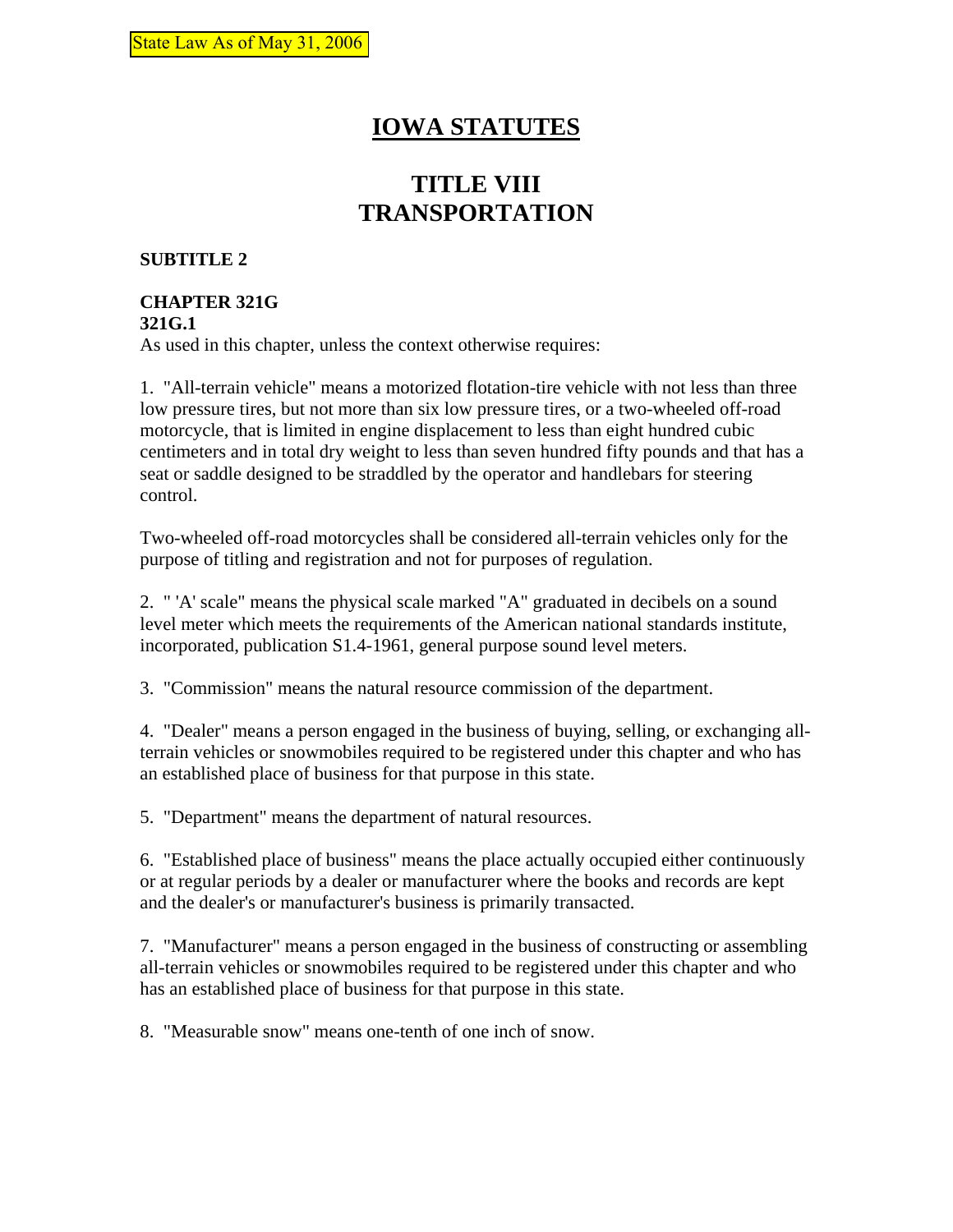State Law As of May 31, 2006

# IOWA STATUTES

## TITLE VIII TRANSPORTATION

**SUBTITLE 2**

**CHAPTER 321G**
**321G.1**
As used in this chapter, unless the context otherwise requires:

1. "All-terrain vehicle" means a motorized flotation-tire vehicle with not less than three low pressure tires, but not more than six low pressure tires, or a two-wheeled off-road motorcycle, that is limited in engine displacement to less than eight hundred cubic centimeters and in total dry weight to less than seven hundred fifty pounds and that has a seat or saddle designed to be straddled by the operator and handlebars for steering control.

Two-wheeled off-road motorcycles shall be considered all-terrain vehicles only for the purpose of titling and registration and not for purposes of regulation.

2. " 'A' scale" means the physical scale marked "A" graduated in decibels on a sound level meter which meets the requirements of the American national standards institute, incorporated, publication S1.4-1961, general purpose sound level meters.

3. "Commission" means the natural resource commission of the department.

4. "Dealer" means a person engaged in the business of buying, selling, or exchanging all-terrain vehicles or snowmobiles required to be registered under this chapter and who has an established place of business for that purpose in this state.

5. "Department" means the department of natural resources.

6. "Established place of business" means the place actually occupied either continuously or at regular periods by a dealer or manufacturer where the books and records are kept and the dealer's or manufacturer's business is primarily transacted.

7. "Manufacturer" means a person engaged in the business of constructing or assembling all-terrain vehicles or snowmobiles required to be registered under this chapter and who has an established place of business for that purpose in this state.

8. "Measurable snow" means one-tenth of one inch of snow.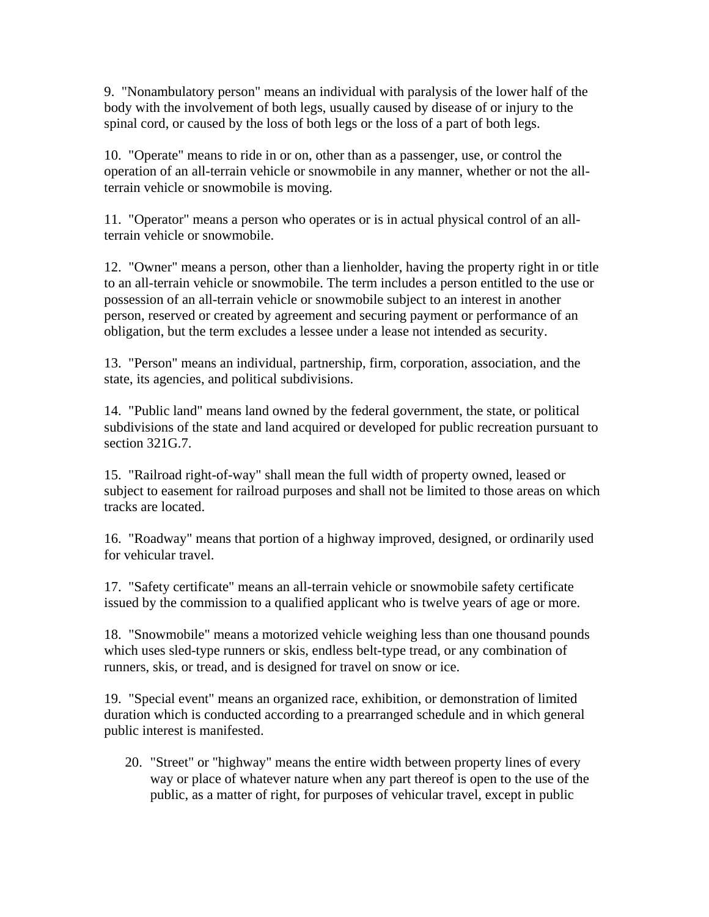9. "Nonambulatory person" means an individual with paralysis of the lower half of the body with the involvement of both legs, usually caused by disease of or injury to the spinal cord, or caused by the loss of both legs or the loss of a part of both legs.

10. "Operate" means to ride in or on, other than as a passenger, use, or control the operation of an all-terrain vehicle or snowmobile in any manner, whether or not the all-terrain vehicle or snowmobile is moving.

11. "Operator" means a person who operates or is in actual physical control of an all-terrain vehicle or snowmobile.

12. "Owner" means a person, other than a lienholder, having the property right in or title to an all-terrain vehicle or snowmobile. The term includes a person entitled to the use or possession of an all-terrain vehicle or snowmobile subject to an interest in another person, reserved or created by agreement and securing payment or performance of an obligation, but the term excludes a lessee under a lease not intended as security.

13. "Person" means an individual, partnership, firm, corporation, association, and the state, its agencies, and political subdivisions.

14. "Public land" means land owned by the federal government, the state, or political subdivisions of the state and land acquired or developed for public recreation pursuant to section 321G.7.

15. "Railroad right-of-way" shall mean the full width of property owned, leased or subject to easement for railroad purposes and shall not be limited to those areas on which tracks are located.

16. "Roadway" means that portion of a highway improved, designed, or ordinarily used for vehicular travel.

17. "Safety certificate" means an all-terrain vehicle or snowmobile safety certificate issued by the commission to a qualified applicant who is twelve years of age or more.

18. "Snowmobile" means a motorized vehicle weighing less than one thousand pounds which uses sled-type runners or skis, endless belt-type tread, or any combination of runners, skis, or tread, and is designed for travel on snow or ice.

19. "Special event" means an organized race, exhibition, or demonstration of limited duration which is conducted according to a prearranged schedule and in which general public interest is manifested.

20. "Street" or "highway" means the entire width between property lines of every way or place of whatever nature when any part thereof is open to the use of the public, as a matter of right, for purposes of vehicular travel, except in public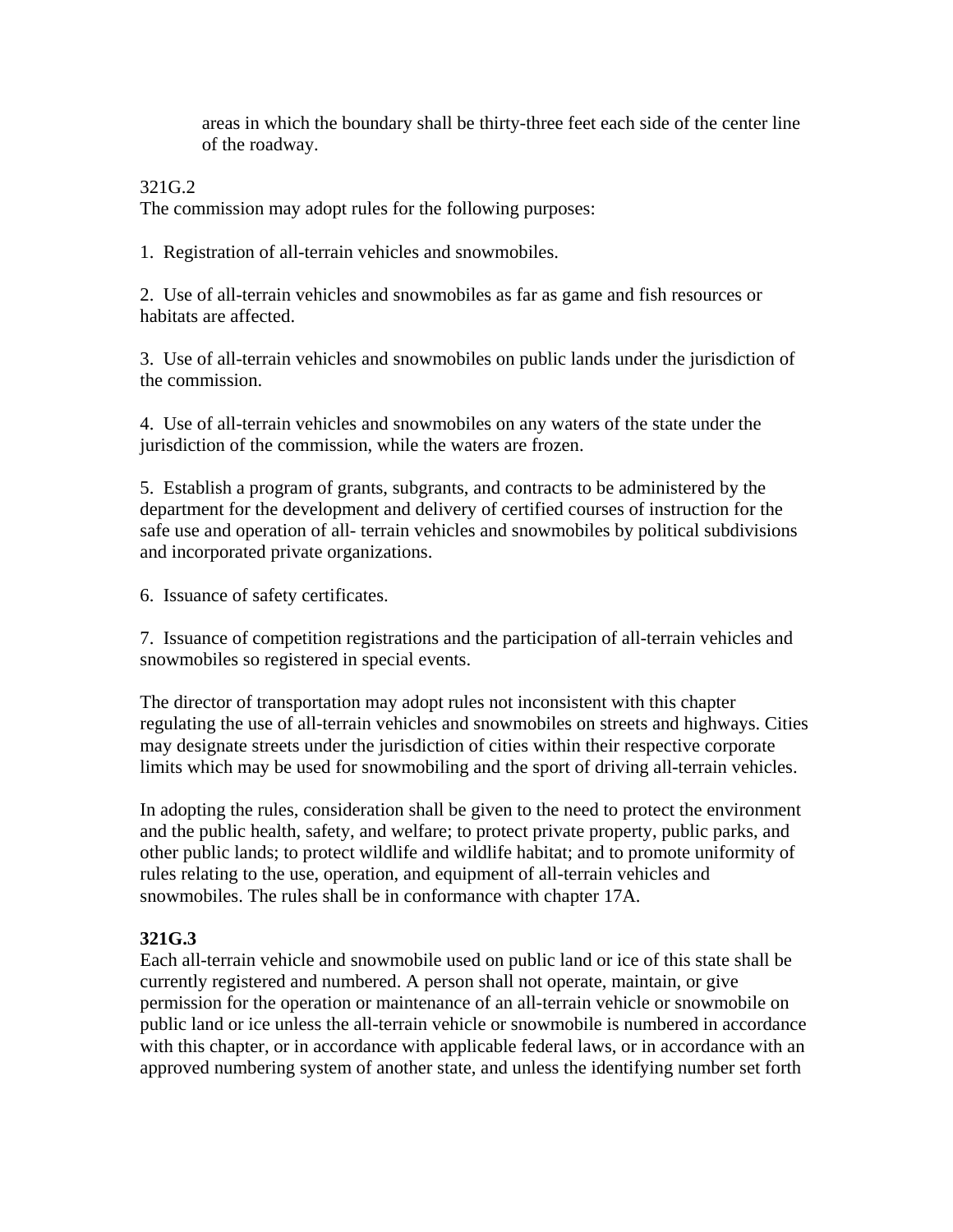areas in which the boundary shall be thirty-three feet each side of the center line of the roadway.

321G.2
The commission may adopt rules for the following purposes:

1. Registration of all-terrain vehicles and snowmobiles.

2. Use of all-terrain vehicles and snowmobiles as far as game and fish resources or habitats are affected.

3. Use of all-terrain vehicles and snowmobiles on public lands under the jurisdiction of the commission.

4. Use of all-terrain vehicles and snowmobiles on any waters of the state under the jurisdiction of the commission, while the waters are frozen.

5. Establish a program of grants, subgrants, and contracts to be administered by the department for the development and delivery of certified courses of instruction for the safe use and operation of all- terrain vehicles and snowmobiles by political subdivisions and incorporated private organizations.

6. Issuance of safety certificates.

7. Issuance of competition registrations and the participation of all-terrain vehicles and snowmobiles so registered in special events.

The director of transportation may adopt rules not inconsistent with this chapter regulating the use of all-terrain vehicles and snowmobiles on streets and highways. Cities may designate streets under the jurisdiction of cities within their respective corporate limits which may be used for snowmobiling and the sport of driving all-terrain vehicles.

In adopting the rules, consideration shall be given to the need to protect the environment and the public health, safety, and welfare; to protect private property, public parks, and other public lands; to protect wildlife and wildlife habitat; and to promote uniformity of rules relating to the use, operation, and equipment of all-terrain vehicles and snowmobiles. The rules shall be in conformance with chapter 17A.

**321G.3**
Each all-terrain vehicle and snowmobile used on public land or ice of this state shall be currently registered and numbered. A person shall not operate, maintain, or give permission for the operation or maintenance of an all-terrain vehicle or snowmobile on public land or ice unless the all-terrain vehicle or snowmobile is numbered in accordance with this chapter, or in accordance with applicable federal laws, or in accordance with an approved numbering system of another state, and unless the identifying number set forth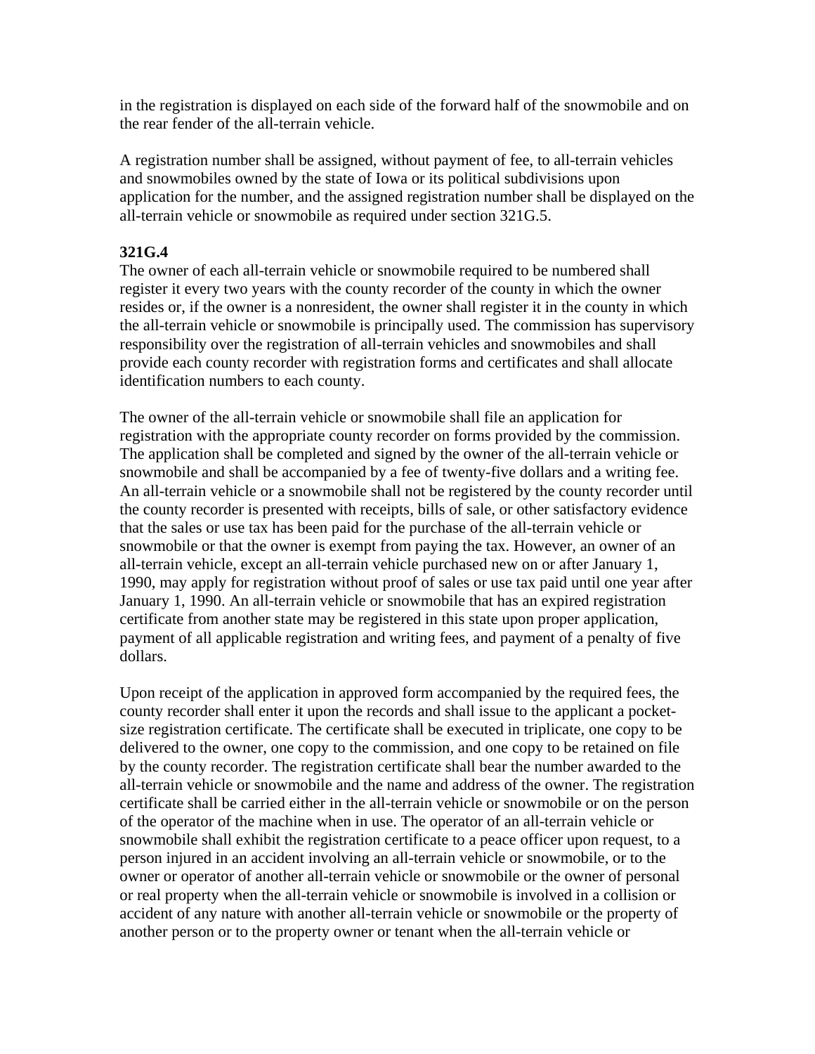in the registration is displayed on each side of the forward half of the snowmobile and on the rear fender of the all-terrain vehicle.

A registration number shall be assigned, without payment of fee, to all-terrain vehicles and snowmobiles owned by the state of Iowa or its political subdivisions upon application for the number, and the assigned registration number shall be displayed on the all-terrain vehicle or snowmobile as required under section 321G.5.

**321G.4**

The owner of each all-terrain vehicle or snowmobile required to be numbered shall register it every two years with the county recorder of the county in which the owner resides or, if the owner is a nonresident, the owner shall register it in the county in which the all-terrain vehicle or snowmobile is principally used. The commission has supervisory responsibility over the registration of all-terrain vehicles and snowmobiles and shall provide each county recorder with registration forms and certificates and shall allocate identification numbers to each county.

The owner of the all-terrain vehicle or snowmobile shall file an application for registration with the appropriate county recorder on forms provided by the commission. The application shall be completed and signed by the owner of the all-terrain vehicle or snowmobile and shall be accompanied by a fee of twenty-five dollars and a writing fee. An all-terrain vehicle or a snowmobile shall not be registered by the county recorder until the county recorder is presented with receipts, bills of sale, or other satisfactory evidence that the sales or use tax has been paid for the purchase of the all-terrain vehicle or snowmobile or that the owner is exempt from paying the tax. However, an owner of an all-terrain vehicle, except an all-terrain vehicle purchased new on or after January 1, 1990, may apply for registration without proof of sales or use tax paid until one year after January 1, 1990. An all-terrain vehicle or snowmobile that has an expired registration certificate from another state may be registered in this state upon proper application, payment of all applicable registration and writing fees, and payment of a penalty of five dollars.

Upon receipt of the application in approved form accompanied by the required fees, the county recorder shall enter it upon the records and shall issue to the applicant a pocket-size registration certificate. The certificate shall be executed in triplicate, one copy to be delivered to the owner, one copy to the commission, and one copy to be retained on file by the county recorder. The registration certificate shall bear the number awarded to the all-terrain vehicle or snowmobile and the name and address of the owner. The registration certificate shall be carried either in the all-terrain vehicle or snowmobile or on the person of the operator of the machine when in use. The operator of an all-terrain vehicle or snowmobile shall exhibit the registration certificate to a peace officer upon request, to a person injured in an accident involving an all-terrain vehicle or snowmobile, or to the owner or operator of another all-terrain vehicle or snowmobile or the owner of personal or real property when the all-terrain vehicle or snowmobile is involved in a collision or accident of any nature with another all-terrain vehicle or snowmobile or the property of another person or to the property owner or tenant when the all-terrain vehicle or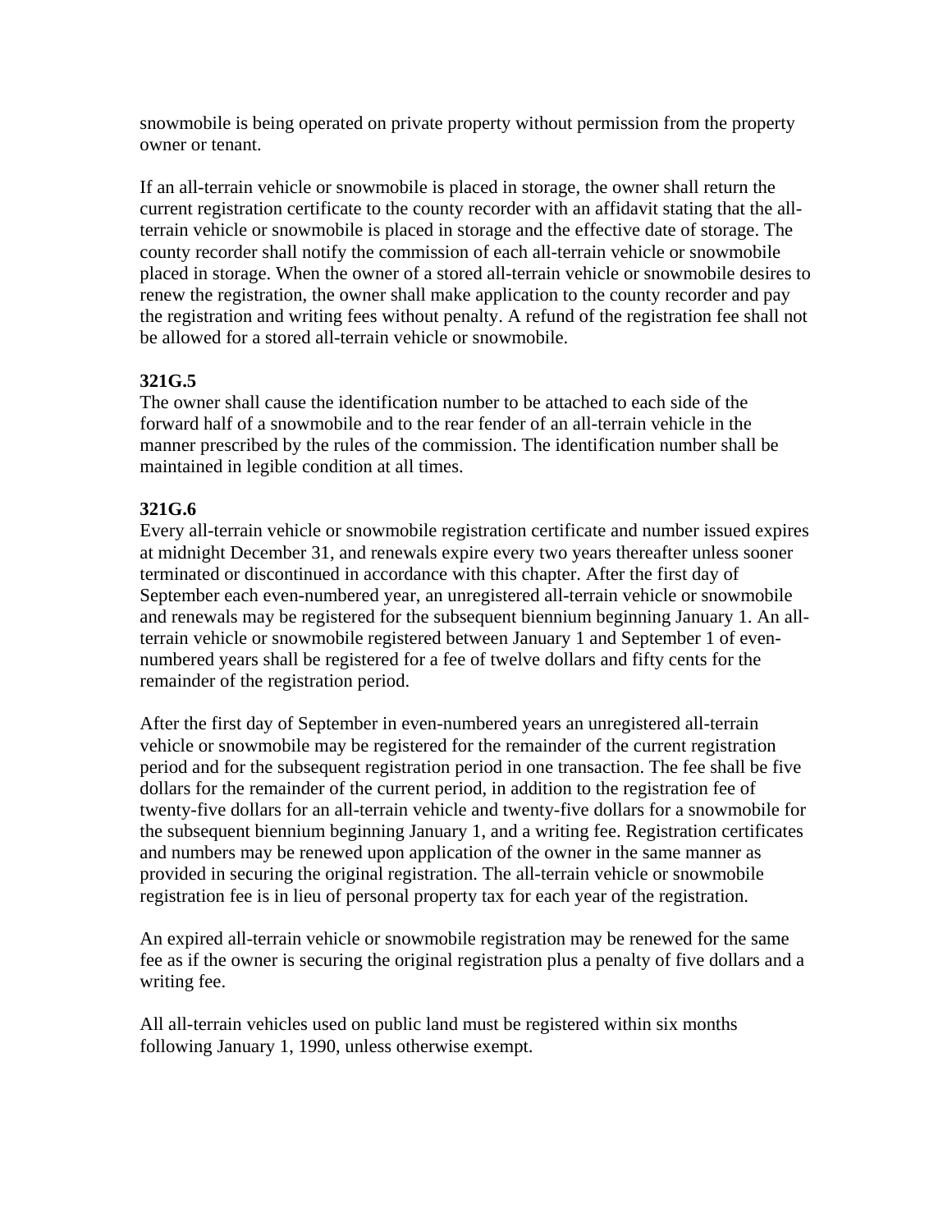snowmobile is being operated on private property without permission from the property owner or tenant.

If an all-terrain vehicle or snowmobile is placed in storage, the owner shall return the current registration certificate to the county recorder with an affidavit stating that the all-terrain vehicle or snowmobile is placed in storage and the effective date of storage. The county recorder shall notify the commission of each all-terrain vehicle or snowmobile placed in storage. When the owner of a stored all-terrain vehicle or snowmobile desires to renew the registration, the owner shall make application to the county recorder and pay the registration and writing fees without penalty. A refund of the registration fee shall not be allowed for a stored all-terrain vehicle or snowmobile.

**321G.5**
The owner shall cause the identification number to be attached to each side of the forward half of a snowmobile and to the rear fender of an all-terrain vehicle in the manner prescribed by the rules of the commission. The identification number shall be maintained in legible condition at all times.

**321G.6**
Every all-terrain vehicle or snowmobile registration certificate and number issued expires at midnight December 31, and renewals expire every two years thereafter unless sooner terminated or discontinued in accordance with this chapter. After the first day of September each even-numbered year, an unregistered all-terrain vehicle or snowmobile and renewals may be registered for the subsequent biennium beginning January 1. An all-terrain vehicle or snowmobile registered between January 1 and September 1 of even-numbered years shall be registered for a fee of twelve dollars and fifty cents for the remainder of the registration period.

After the first day of September in even-numbered years an unregistered all-terrain vehicle or snowmobile may be registered for the remainder of the current registration period and for the subsequent registration period in one transaction. The fee shall be five dollars for the remainder of the current period, in addition to the registration fee of twenty-five dollars for an all-terrain vehicle and twenty-five dollars for a snowmobile for the subsequent biennium beginning January 1, and a writing fee. Registration certificates and numbers may be renewed upon application of the owner in the same manner as provided in securing the original registration. The all-terrain vehicle or snowmobile registration fee is in lieu of personal property tax for each year of the registration.

An expired all-terrain vehicle or snowmobile registration may be renewed for the same fee as if the owner is securing the original registration plus a penalty of five dollars and a writing fee.

All all-terrain vehicles used on public land must be registered within six months following January 1, 1990, unless otherwise exempt.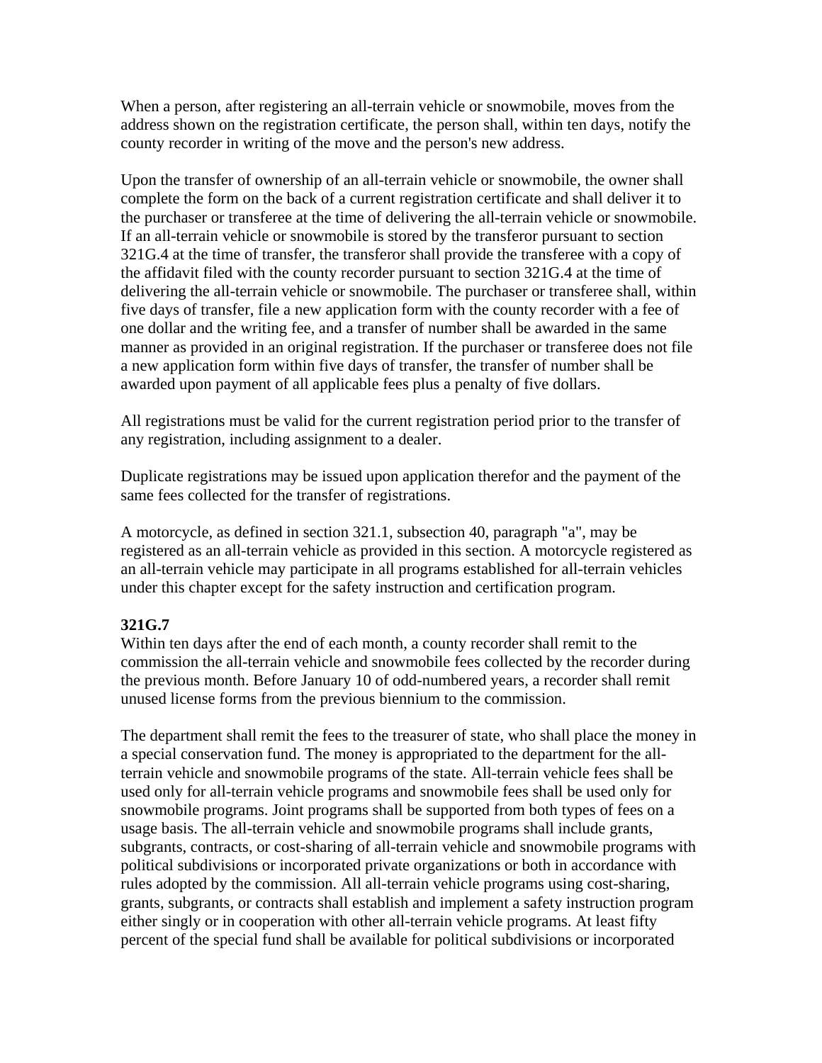When a person, after registering an all-terrain vehicle or snowmobile, moves from the address shown on the registration certificate, the person shall, within ten days, notify the county recorder in writing of the move and the person's new address.

Upon the transfer of ownership of an all-terrain vehicle or snowmobile, the owner shall complete the form on the back of a current registration certificate and shall deliver it to the purchaser or transferee at the time of delivering the all-terrain vehicle or snowmobile. If an all-terrain vehicle or snowmobile is stored by the transferor pursuant to section 321G.4 at the time of transfer, the transferor shall provide the transferee with a copy of the affidavit filed with the county recorder pursuant to section 321G.4 at the time of delivering the all-terrain vehicle or snowmobile. The purchaser or transferee shall, within five days of transfer, file a new application form with the county recorder with a fee of one dollar and the writing fee, and a transfer of number shall be awarded in the same manner as provided in an original registration. If the purchaser or transferee does not file a new application form within five days of transfer, the transfer of number shall be awarded upon payment of all applicable fees plus a penalty of five dollars.

All registrations must be valid for the current registration period prior to the transfer of any registration, including assignment to a dealer.

Duplicate registrations may be issued upon application therefor and the payment of the same fees collected for the transfer of registrations.

A motorcycle, as defined in section 321.1, subsection 40, paragraph "a", may be registered as an all-terrain vehicle as provided in this section. A motorcycle registered as an all-terrain vehicle may participate in all programs established for all-terrain vehicles under this chapter except for the safety instruction and certification program.

**321G.7**
Within ten days after the end of each month, a county recorder shall remit to the commission the all-terrain vehicle and snowmobile fees collected by the recorder during the previous month. Before January 10 of odd-numbered years, a recorder shall remit unused license forms from the previous biennium to the commission.

The department shall remit the fees to the treasurer of state, who shall place the money in a special conservation fund. The money is appropriated to the department for the all-terrain vehicle and snowmobile programs of the state. All-terrain vehicle fees shall be used only for all-terrain vehicle programs and snowmobile fees shall be used only for snowmobile programs. Joint programs shall be supported from both types of fees on a usage basis. The all-terrain vehicle and snowmobile programs shall include grants, subgrants, contracts, or cost-sharing of all-terrain vehicle and snowmobile programs with political subdivisions or incorporated private organizations or both in accordance with rules adopted by the commission. All all-terrain vehicle programs using cost-sharing, grants, subgrants, or contracts shall establish and implement a safety instruction program either singly or in cooperation with other all-terrain vehicle programs. At least fifty percent of the special fund shall be available for political subdivisions or incorporated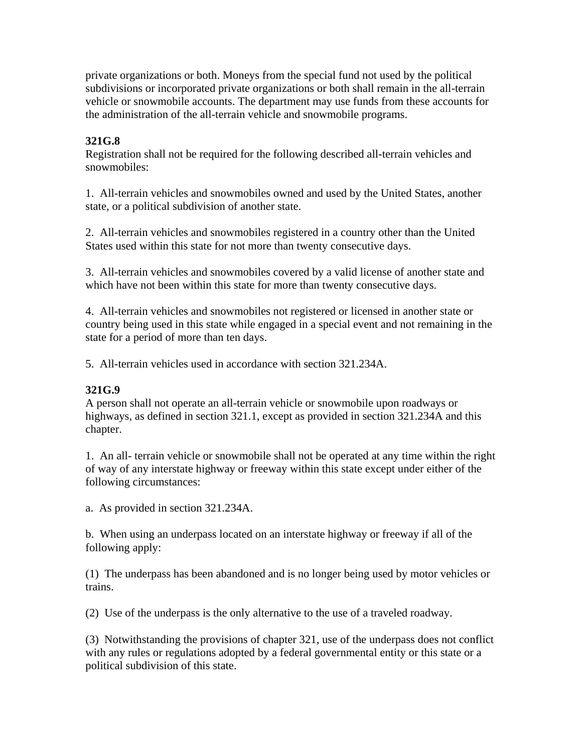private organizations or both. Moneys from the special fund not used by the political subdivisions or incorporated private organizations or both shall remain in the all-terrain vehicle or snowmobile accounts. The department may use funds from these accounts for the administration of the all-terrain vehicle and snowmobile programs.

**321G.8**
Registration shall not be required for the following described all-terrain vehicles and snowmobiles:

1. All-terrain vehicles and snowmobiles owned and used by the United States, another state, or a political subdivision of another state.

2. All-terrain vehicles and snowmobiles registered in a country other than the United States used within this state for not more than twenty consecutive days.

3. All-terrain vehicles and snowmobiles covered by a valid license of another state and which have not been within this state for more than twenty consecutive days.

4. All-terrain vehicles and snowmobiles not registered or licensed in another state or country being used in this state while engaged in a special event and not remaining in the state for a period of more than ten days.

5. All-terrain vehicles used in accordance with section 321.234A.

**321G.9**
A person shall not operate an all-terrain vehicle or snowmobile upon roadways or highways, as defined in section 321.1, except as provided in section 321.234A and this chapter.

1. An all- terrain vehicle or snowmobile shall not be operated at any time within the right of way of any interstate highway or freeway within this state except under either of the following circumstances:

a. As provided in section 321.234A.

b. When using an underpass located on an interstate highway or freeway if all of the following apply:

(1) The underpass has been abandoned and is no longer being used by motor vehicles or trains.

(2) Use of the underpass is the only alternative to the use of a traveled roadway.

(3) Notwithstanding the provisions of chapter 321, use of the underpass does not conflict with any rules or regulations adopted by a federal governmental entity or this state or a political subdivision of this state.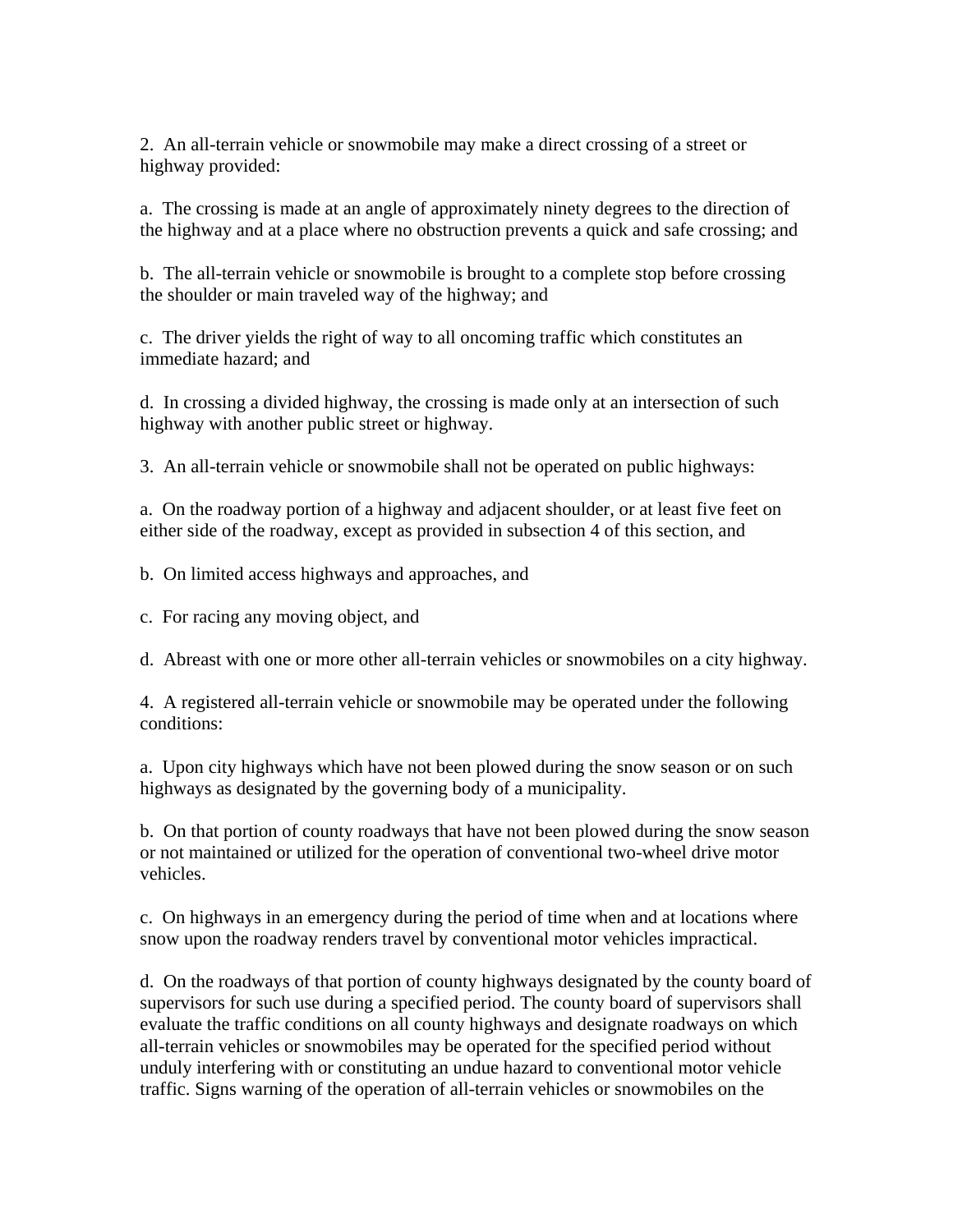2. An all-terrain vehicle or snowmobile may make a direct crossing of a street or highway provided:

a. The crossing is made at an angle of approximately ninety degrees to the direction of the highway and at a place where no obstruction prevents a quick and safe crossing; and

b. The all-terrain vehicle or snowmobile is brought to a complete stop before crossing the shoulder or main traveled way of the highway; and

c. The driver yields the right of way to all oncoming traffic which constitutes an immediate hazard; and

d. In crossing a divided highway, the crossing is made only at an intersection of such highway with another public street or highway.

3. An all-terrain vehicle or snowmobile shall not be operated on public highways:

a. On the roadway portion of a highway and adjacent shoulder, or at least five feet on either side of the roadway, except as provided in subsection 4 of this section, and

b. On limited access highways and approaches, and

c. For racing any moving object, and

d. Abreast with one or more other all-terrain vehicles or snowmobiles on a city highway.

4. A registered all-terrain vehicle or snowmobile may be operated under the following conditions:

a. Upon city highways which have not been plowed during the snow season or on such highways as designated by the governing body of a municipality.

b. On that portion of county roadways that have not been plowed during the snow season or not maintained or utilized for the operation of conventional two-wheel drive motor vehicles.

c. On highways in an emergency during the period of time when and at locations where snow upon the roadway renders travel by conventional motor vehicles impractical.

d. On the roadways of that portion of county highways designated by the county board of supervisors for such use during a specified period. The county board of supervisors shall evaluate the traffic conditions on all county highways and designate roadways on which all-terrain vehicles or snowmobiles may be operated for the specified period without unduly interfering with or constituting an undue hazard to conventional motor vehicle traffic. Signs warning of the operation of all-terrain vehicles or snowmobiles on the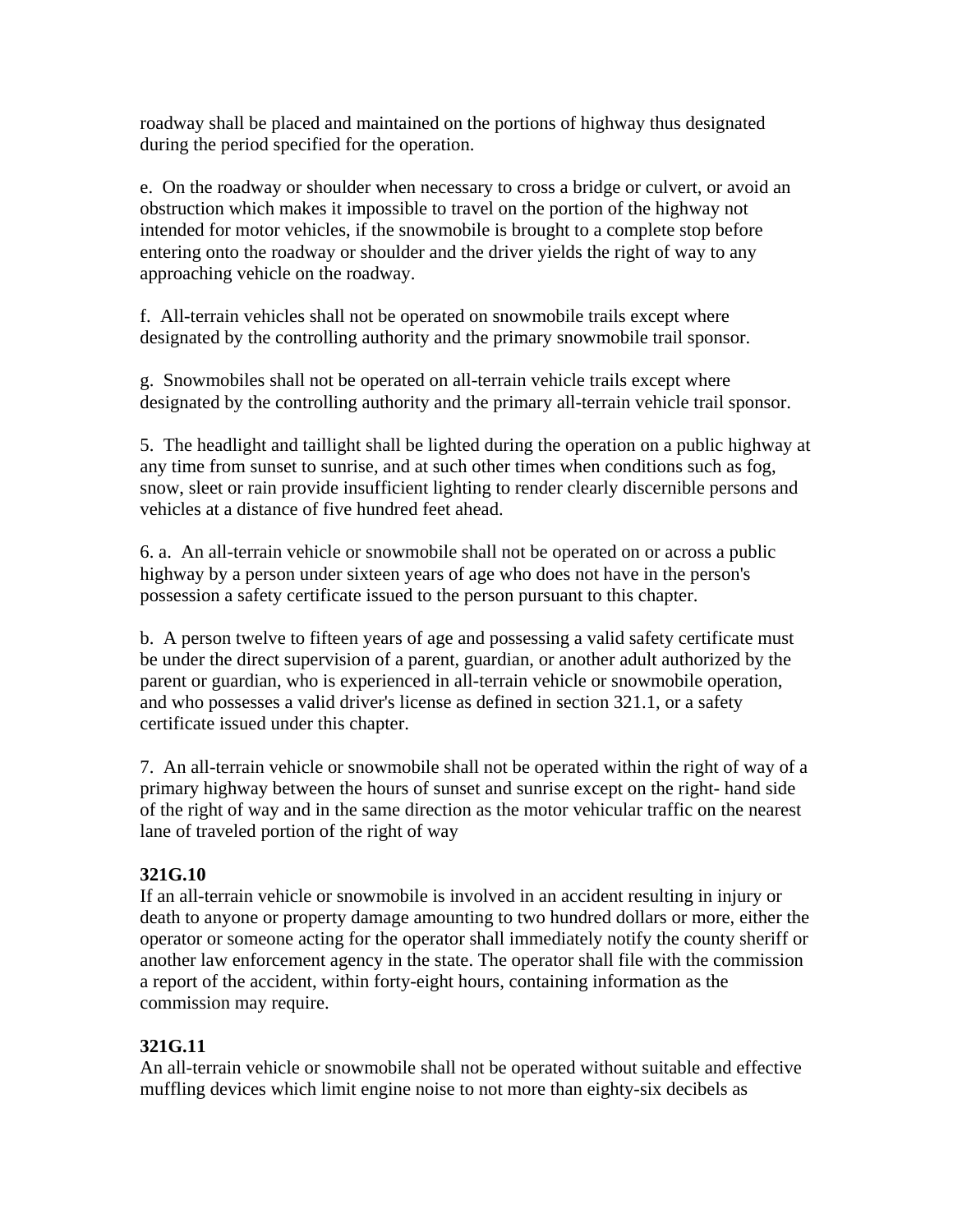roadway shall be placed and maintained on the portions of highway thus designated during the period specified for the operation.

e. On the roadway or shoulder when necessary to cross a bridge or culvert, or avoid an obstruction which makes it impossible to travel on the portion of the highway not intended for motor vehicles, if the snowmobile is brought to a complete stop before entering onto the roadway or shoulder and the driver yields the right of way to any approaching vehicle on the roadway.

f. All-terrain vehicles shall not be operated on snowmobile trails except where designated by the controlling authority and the primary snowmobile trail sponsor.

g. Snowmobiles shall not be operated on all-terrain vehicle trails except where designated by the controlling authority and the primary all-terrain vehicle trail sponsor.

5. The headlight and taillight shall be lighted during the operation on a public highway at any time from sunset to sunrise, and at such other times when conditions such as fog, snow, sleet or rain provide insufficient lighting to render clearly discernible persons and vehicles at a distance of five hundred feet ahead.

6. a. An all-terrain vehicle or snowmobile shall not be operated on or across a public highway by a person under sixteen years of age who does not have in the person's possession a safety certificate issued to the person pursuant to this chapter.

b. A person twelve to fifteen years of age and possessing a valid safety certificate must be under the direct supervision of a parent, guardian, or another adult authorized by the parent or guardian, who is experienced in all-terrain vehicle or snowmobile operation, and who possesses a valid driver's license as defined in section 321.1, or a safety certificate issued under this chapter.

7. An all-terrain vehicle or snowmobile shall not be operated within the right of way of a primary highway between the hours of sunset and sunrise except on the right- hand side of the right of way and in the same direction as the motor vehicular traffic on the nearest lane of traveled portion of the right of way

**321G.10**
If an all-terrain vehicle or snowmobile is involved in an accident resulting in injury or death to anyone or property damage amounting to two hundred dollars or more, either the operator or someone acting for the operator shall immediately notify the county sheriff or another law enforcement agency in the state. The operator shall file with the commission a report of the accident, within forty-eight hours, containing information as the commission may require.

**321G.11**
An all-terrain vehicle or snowmobile shall not be operated without suitable and effective muffling devices which limit engine noise to not more than eighty-six decibels as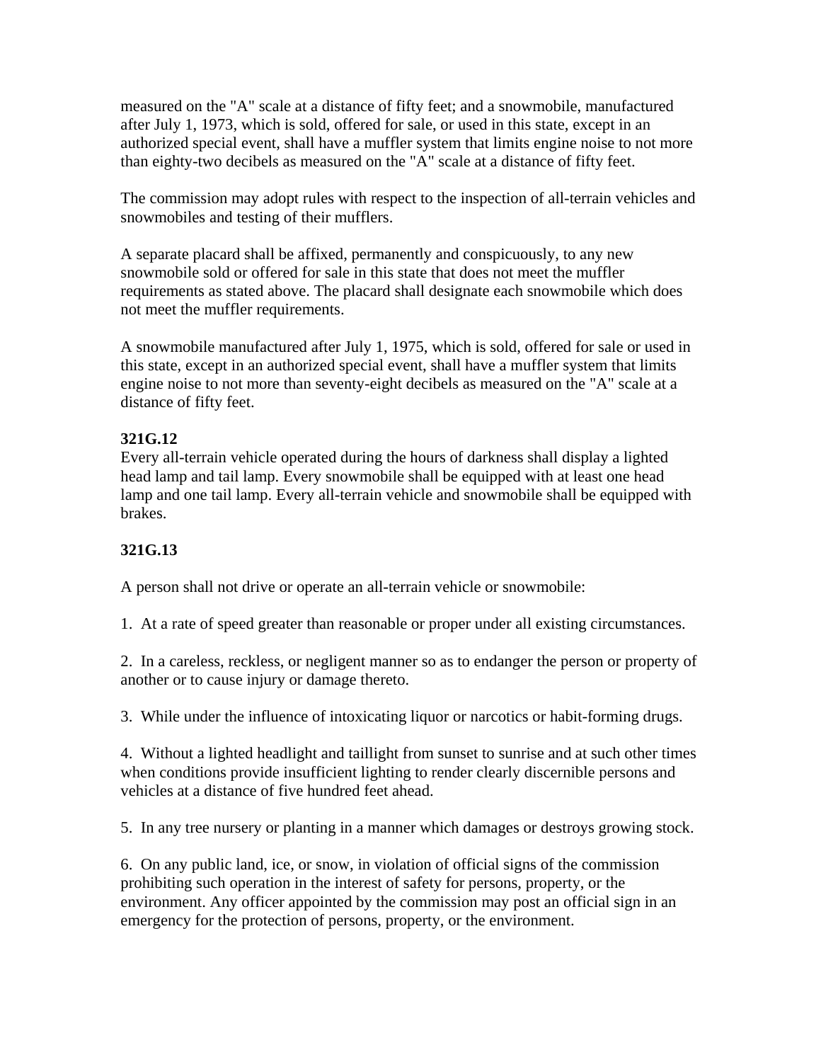measured on the "A" scale at a distance of fifty feet; and a snowmobile, manufactured after July 1, 1973, which is sold, offered for sale, or used in this state, except in an authorized special event, shall have a muffler system that limits engine noise to not more than eighty-two decibels as measured on the "A" scale at a distance of fifty feet.

The commission may adopt rules with respect to the inspection of all-terrain vehicles and snowmobiles and testing of their mufflers.

A separate placard shall be affixed, permanently and conspicuously, to any new snowmobile sold or offered for sale in this state that does not meet the muffler requirements as stated above. The placard shall designate each snowmobile which does not meet the muffler requirements.

A snowmobile manufactured after July 1, 1975, which is sold, offered for sale or used in this state, except in an authorized special event, shall have a muffler system that limits engine noise to not more than seventy-eight decibels as measured on the "A" scale at a distance of fifty feet.

**321G.12**
Every all-terrain vehicle operated during the hours of darkness shall display a lighted head lamp and tail lamp. Every snowmobile shall be equipped with at least one head lamp and one tail lamp. Every all-terrain vehicle and snowmobile shall be equipped with brakes.

**321G.13**

A person shall not drive or operate an all-terrain vehicle or snowmobile:

1. At a rate of speed greater than reasonable or proper under all existing circumstances.

2. In a careless, reckless, or negligent manner so as to endanger the person or property of another or to cause injury or damage thereto.

3. While under the influence of intoxicating liquor or narcotics or habit-forming drugs.

4. Without a lighted headlight and taillight from sunset to sunrise and at such other times when conditions provide insufficient lighting to render clearly discernible persons and vehicles at a distance of five hundred feet ahead.

5. In any tree nursery or planting in a manner which damages or destroys growing stock.

6. On any public land, ice, or snow, in violation of official signs of the commission prohibiting such operation in the interest of safety for persons, property, or the environment. Any officer appointed by the commission may post an official sign in an emergency for the protection of persons, property, or the environment.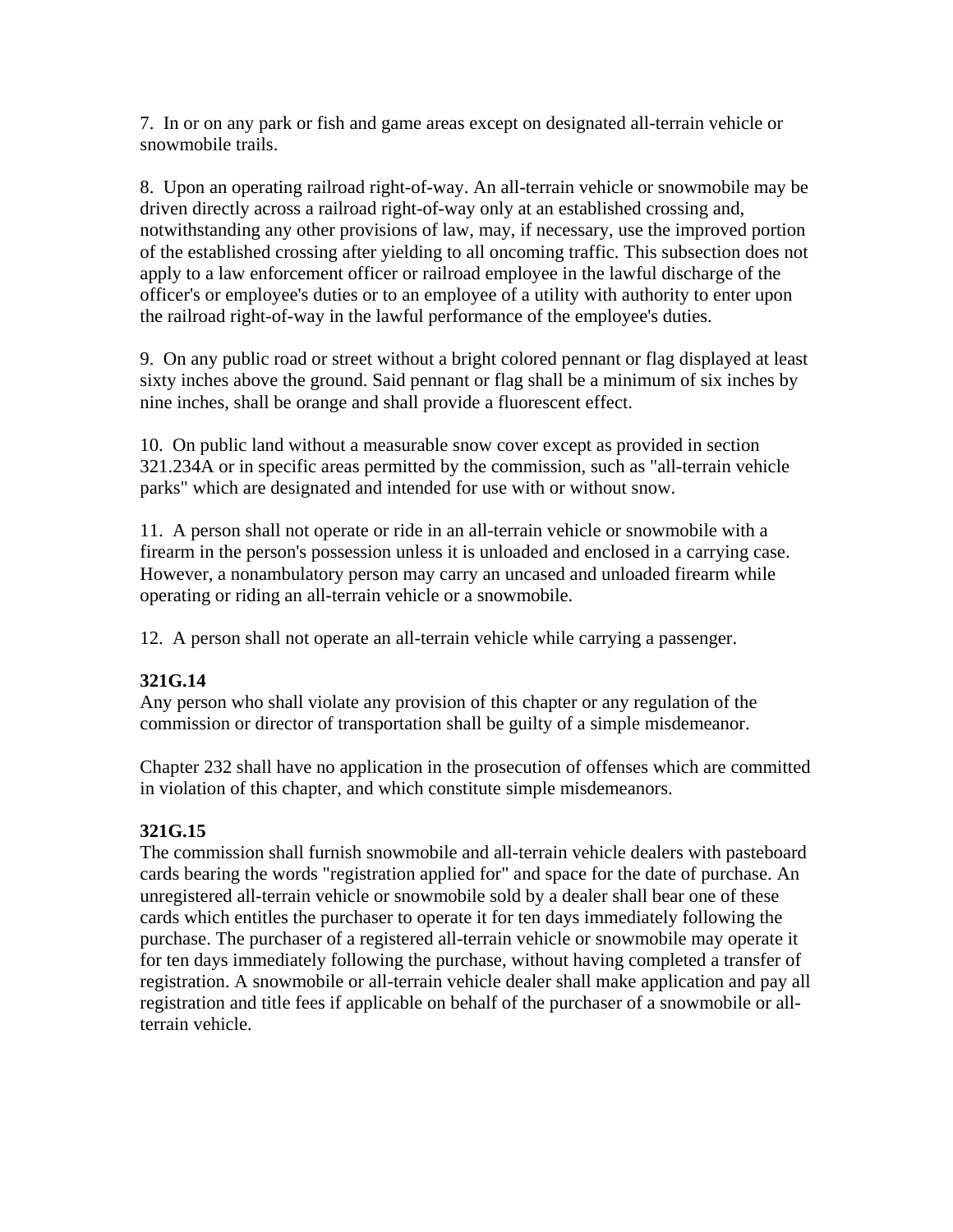7. In or on any park or fish and game areas except on designated all-terrain vehicle or snowmobile trails.

8. Upon an operating railroad right-of-way. An all-terrain vehicle or snowmobile may be driven directly across a railroad right-of-way only at an established crossing and, notwithstanding any other provisions of law, may, if necessary, use the improved portion of the established crossing after yielding to all oncoming traffic. This subsection does not apply to a law enforcement officer or railroad employee in the lawful discharge of the officer's or employee's duties or to an employee of a utility with authority to enter upon the railroad right-of-way in the lawful performance of the employee's duties.

9. On any public road or street without a bright colored pennant or flag displayed at least sixty inches above the ground. Said pennant or flag shall be a minimum of six inches by nine inches, shall be orange and shall provide a fluorescent effect.

10. On public land without a measurable snow cover except as provided in section 321.234A or in specific areas permitted by the commission, such as "all-terrain vehicle parks" which are designated and intended for use with or without snow.

11. A person shall not operate or ride in an all-terrain vehicle or snowmobile with a firearm in the person's possession unless it is unloaded and enclosed in a carrying case. However, a nonambulatory person may carry an uncased and unloaded firearm while operating or riding an all-terrain vehicle or a snowmobile.

12. A person shall not operate an all-terrain vehicle while carrying a passenger.

**321G.14**
Any person who shall violate any provision of this chapter or any regulation of the commission or director of transportation shall be guilty of a simple misdemeanor.

Chapter 232 shall have no application in the prosecution of offenses which are committed in violation of this chapter, and which constitute simple misdemeanors.

**321G.15**
The commission shall furnish snowmobile and all-terrain vehicle dealers with pasteboard cards bearing the words "registration applied for" and space for the date of purchase. An unregistered all-terrain vehicle or snowmobile sold by a dealer shall bear one of these cards which entitles the purchaser to operate it for ten days immediately following the purchase. The purchaser of a registered all-terrain vehicle or snowmobile may operate it for ten days immediately following the purchase, without having completed a transfer of registration. A snowmobile or all-terrain vehicle dealer shall make application and pay all registration and title fees if applicable on behalf of the purchaser of a snowmobile or all-terrain vehicle.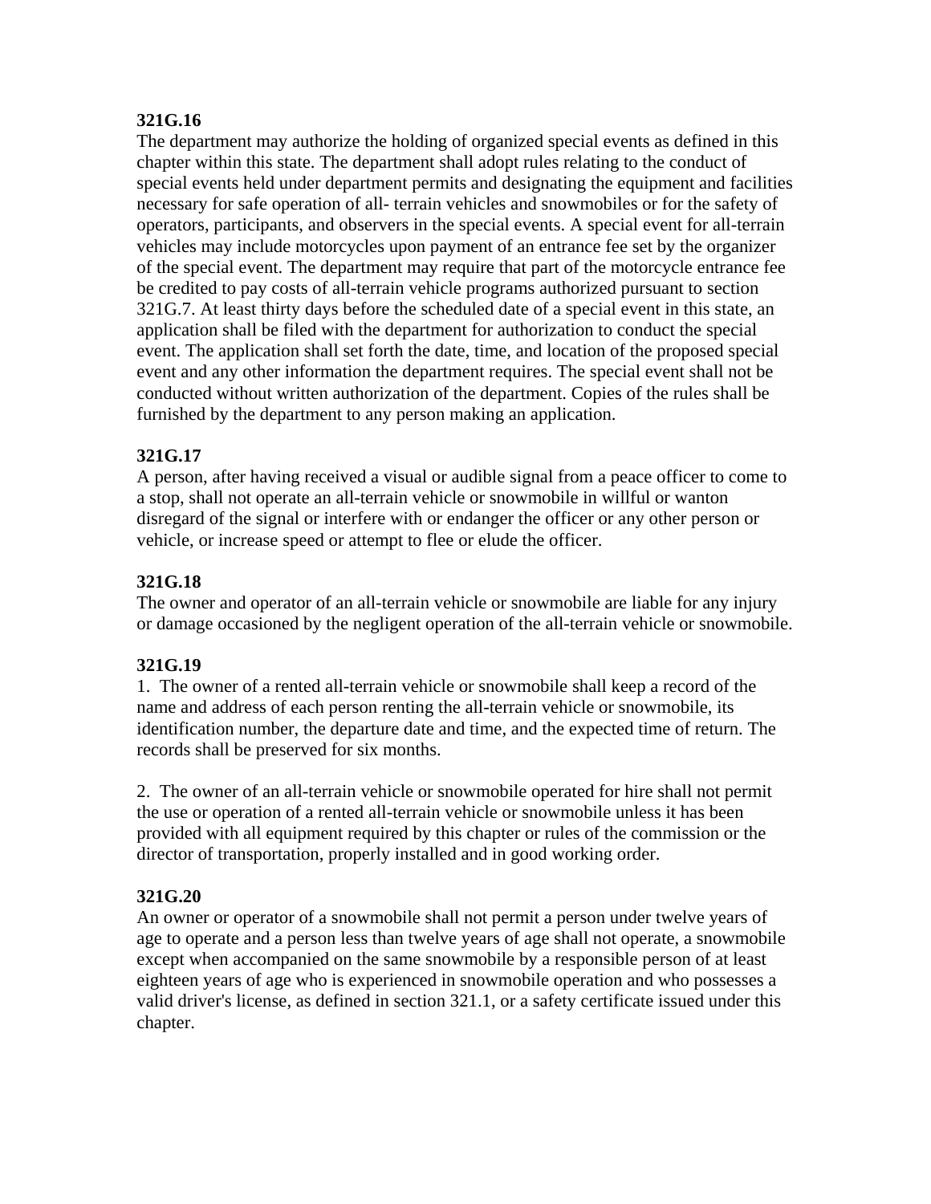**321G.16**
The department may authorize the holding of organized special events as defined in this chapter within this state. The department shall adopt rules relating to the conduct of special events held under department permits and designating the equipment and facilities necessary for safe operation of all- terrain vehicles and snowmobiles or for the safety of operators, participants, and observers in the special events. A special event for all-terrain vehicles may include motorcycles upon payment of an entrance fee set by the organizer of the special event. The department may require that part of the motorcycle entrance fee be credited to pay costs of all-terrain vehicle programs authorized pursuant to section 321G.7. At least thirty days before the scheduled date of a special event in this state, an application shall be filed with the department for authorization to conduct the special event. The application shall set forth the date, time, and location of the proposed special event and any other information the department requires. The special event shall not be conducted without written authorization of the department. Copies of the rules shall be furnished by the department to any person making an application.

**321G.17**
A person, after having received a visual or audible signal from a peace officer to come to a stop, shall not operate an all-terrain vehicle or snowmobile in willful or wanton disregard of the signal or interfere with or endanger the officer or any other person or vehicle, or increase speed or attempt to flee or elude the officer.

**321G.18**
The owner and operator of an all-terrain vehicle or snowmobile are liable for any injury or damage occasioned by the negligent operation of the all-terrain vehicle or snowmobile.

**321G.19**
1. The owner of a rented all-terrain vehicle or snowmobile shall keep a record of the name and address of each person renting the all-terrain vehicle or snowmobile, its identification number, the departure date and time, and the expected time of return. The records shall be preserved for six months.

2. The owner of an all-terrain vehicle or snowmobile operated for hire shall not permit the use or operation of a rented all-terrain vehicle or snowmobile unless it has been provided with all equipment required by this chapter or rules of the commission or the director of transportation, properly installed and in good working order.

**321G.20**
An owner or operator of a snowmobile shall not permit a person under twelve years of age to operate and a person less than twelve years of age shall not operate, a snowmobile except when accompanied on the same snowmobile by a responsible person of at least eighteen years of age who is experienced in snowmobile operation and who possesses a valid driver's license, as defined in section 321.1, or a safety certificate issued under this chapter.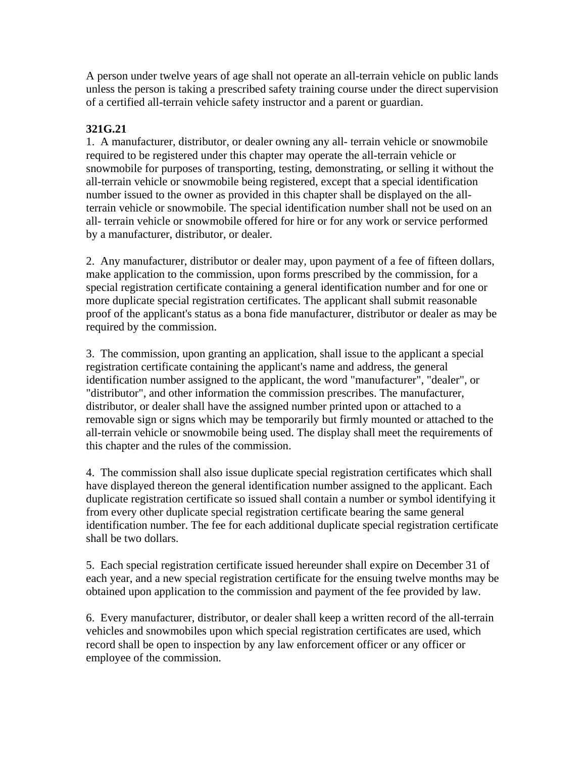A person under twelve years of age shall not operate an all-terrain vehicle on public lands unless the person is taking a prescribed safety training course under the direct supervision of a certified all-terrain vehicle safety instructor and a parent or guardian.

**321G.21**

1. A manufacturer, distributor, or dealer owning any all- terrain vehicle or snowmobile required to be registered under this chapter may operate the all-terrain vehicle or snowmobile for purposes of transporting, testing, demonstrating, or selling it without the all-terrain vehicle or snowmobile being registered, except that a special identification number issued to the owner as provided in this chapter shall be displayed on the all-terrain vehicle or snowmobile. The special identification number shall not be used on an all- terrain vehicle or snowmobile offered for hire or for any work or service performed by a manufacturer, distributor, or dealer.

2. Any manufacturer, distributor or dealer may, upon payment of a fee of fifteen dollars, make application to the commission, upon forms prescribed by the commission, for a special registration certificate containing a general identification number and for one or more duplicate special registration certificates. The applicant shall submit reasonable proof of the applicant's status as a bona fide manufacturer, distributor or dealer as may be required by the commission.

3. The commission, upon granting an application, shall issue to the applicant a special registration certificate containing the applicant's name and address, the general identification number assigned to the applicant, the word "manufacturer", "dealer", or "distributor", and other information the commission prescribes. The manufacturer, distributor, or dealer shall have the assigned number printed upon or attached to a removable sign or signs which may be temporarily but firmly mounted or attached to the all-terrain vehicle or snowmobile being used. The display shall meet the requirements of this chapter and the rules of the commission.

4. The commission shall also issue duplicate special registration certificates which shall have displayed thereon the general identification number assigned to the applicant. Each duplicate registration certificate so issued shall contain a number or symbol identifying it from every other duplicate special registration certificate bearing the same general identification number. The fee for each additional duplicate special registration certificate shall be two dollars.

5. Each special registration certificate issued hereunder shall expire on December 31 of each year, and a new special registration certificate for the ensuing twelve months may be obtained upon application to the commission and payment of the fee provided by law.

6. Every manufacturer, distributor, or dealer shall keep a written record of the all-terrain vehicles and snowmobiles upon which special registration certificates are used, which record shall be open to inspection by any law enforcement officer or any officer or employee of the commission.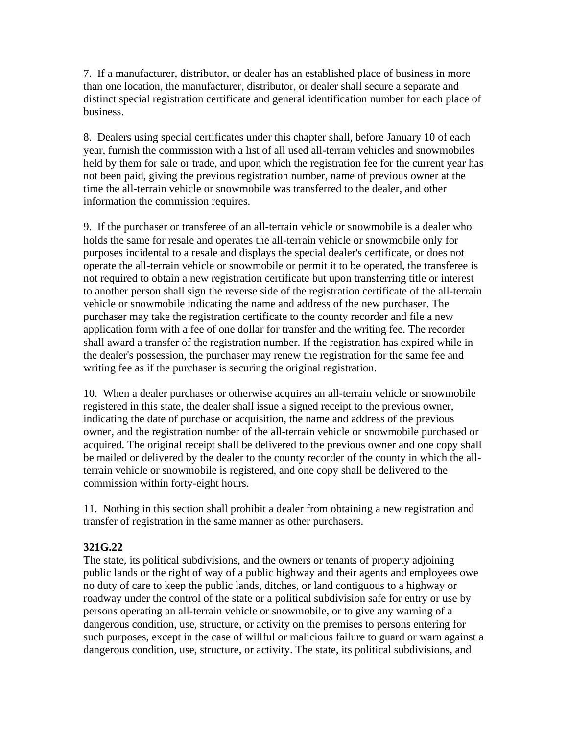7. If a manufacturer, distributor, or dealer has an established place of business in more than one location, the manufacturer, distributor, or dealer shall secure a separate and distinct special registration certificate and general identification number for each place of business.

8. Dealers using special certificates under this chapter shall, before January 10 of each year, furnish the commission with a list of all used all-terrain vehicles and snowmobiles held by them for sale or trade, and upon which the registration fee for the current year has not been paid, giving the previous registration number, name of previous owner at the time the all-terrain vehicle or snowmobile was transferred to the dealer, and other information the commission requires.

9. If the purchaser or transferee of an all-terrain vehicle or snowmobile is a dealer who holds the same for resale and operates the all-terrain vehicle or snowmobile only for purposes incidental to a resale and displays the special dealer's certificate, or does not operate the all-terrain vehicle or snowmobile or permit it to be operated, the transferee is not required to obtain a new registration certificate but upon transferring title or interest to another person shall sign the reverse side of the registration certificate of the all-terrain vehicle or snowmobile indicating the name and address of the new purchaser. The purchaser may take the registration certificate to the county recorder and file a new application form with a fee of one dollar for transfer and the writing fee. The recorder shall award a transfer of the registration number. If the registration has expired while in the dealer's possession, the purchaser may renew the registration for the same fee and writing fee as if the purchaser is securing the original registration.

10. When a dealer purchases or otherwise acquires an all-terrain vehicle or snowmobile registered in this state, the dealer shall issue a signed receipt to the previous owner, indicating the date of purchase or acquisition, the name and address of the previous owner, and the registration number of the all-terrain vehicle or snowmobile purchased or acquired. The original receipt shall be delivered to the previous owner and one copy shall be mailed or delivered by the dealer to the county recorder of the county in which the all-terrain vehicle or snowmobile is registered, and one copy shall be delivered to the commission within forty-eight hours.

11. Nothing in this section shall prohibit a dealer from obtaining a new registration and transfer of registration in the same manner as other purchasers.

**321G.22**

The state, its political subdivisions, and the owners or tenants of property adjoining public lands or the right of way of a public highway and their agents and employees owe no duty of care to keep the public lands, ditches, or land contiguous to a highway or roadway under the control of the state or a political subdivision safe for entry or use by persons operating an all-terrain vehicle or snowmobile, or to give any warning of a dangerous condition, use, structure, or activity on the premises to persons entering for such purposes, except in the case of willful or malicious failure to guard or warn against a dangerous condition, use, structure, or activity. The state, its political subdivisions, and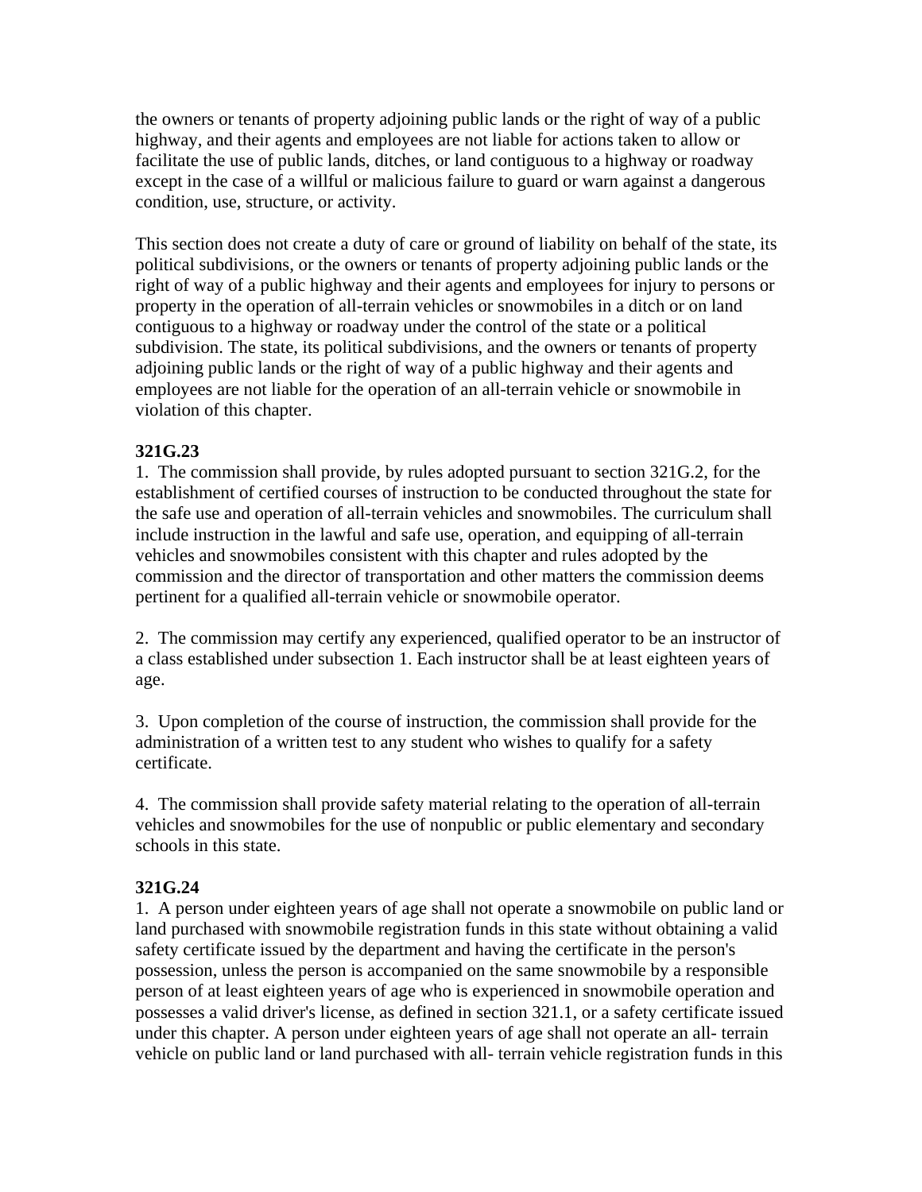the owners or tenants of property adjoining public lands or the right of way of a public highway, and their agents and employees are not liable for actions taken to allow or facilitate the use of public lands, ditches, or land contiguous to a highway or roadway except in the case of a willful or malicious failure to guard or warn against a dangerous condition, use, structure, or activity.

This section does not create a duty of care or ground of liability on behalf of the state, its political subdivisions, or the owners or tenants of property adjoining public lands or the right of way of a public highway and their agents and employees for injury to persons or property in the operation of all-terrain vehicles or snowmobiles in a ditch or on land contiguous to a highway or roadway under the control of the state or a political subdivision. The state, its political subdivisions, and the owners or tenants of property adjoining public lands or the right of way of a public highway and their agents and employees are not liable for the operation of an all-terrain vehicle or snowmobile in violation of this chapter.

**321G.23**

1. The commission shall provide, by rules adopted pursuant to section 321G.2, for the establishment of certified courses of instruction to be conducted throughout the state for the safe use and operation of all-terrain vehicles and snowmobiles. The curriculum shall include instruction in the lawful and safe use, operation, and equipping of all-terrain vehicles and snowmobiles consistent with this chapter and rules adopted by the commission and the director of transportation and other matters the commission deems pertinent for a qualified all-terrain vehicle or snowmobile operator.

2. The commission may certify any experienced, qualified operator to be an instructor of a class established under subsection 1. Each instructor shall be at least eighteen years of age.

3. Upon completion of the course of instruction, the commission shall provide for the administration of a written test to any student who wishes to qualify for a safety certificate.

4. The commission shall provide safety material relating to the operation of all-terrain vehicles and snowmobiles for the use of nonpublic or public elementary and secondary schools in this state.

**321G.24**

1. A person under eighteen years of age shall not operate a snowmobile on public land or land purchased with snowmobile registration funds in this state without obtaining a valid safety certificate issued by the department and having the certificate in the person's possession, unless the person is accompanied on the same snowmobile by a responsible person of at least eighteen years of age who is experienced in snowmobile operation and possesses a valid driver's license, as defined in section 321.1, or a safety certificate issued under this chapter. A person under eighteen years of age shall not operate an all- terrain vehicle on public land or land purchased with all- terrain vehicle registration funds in this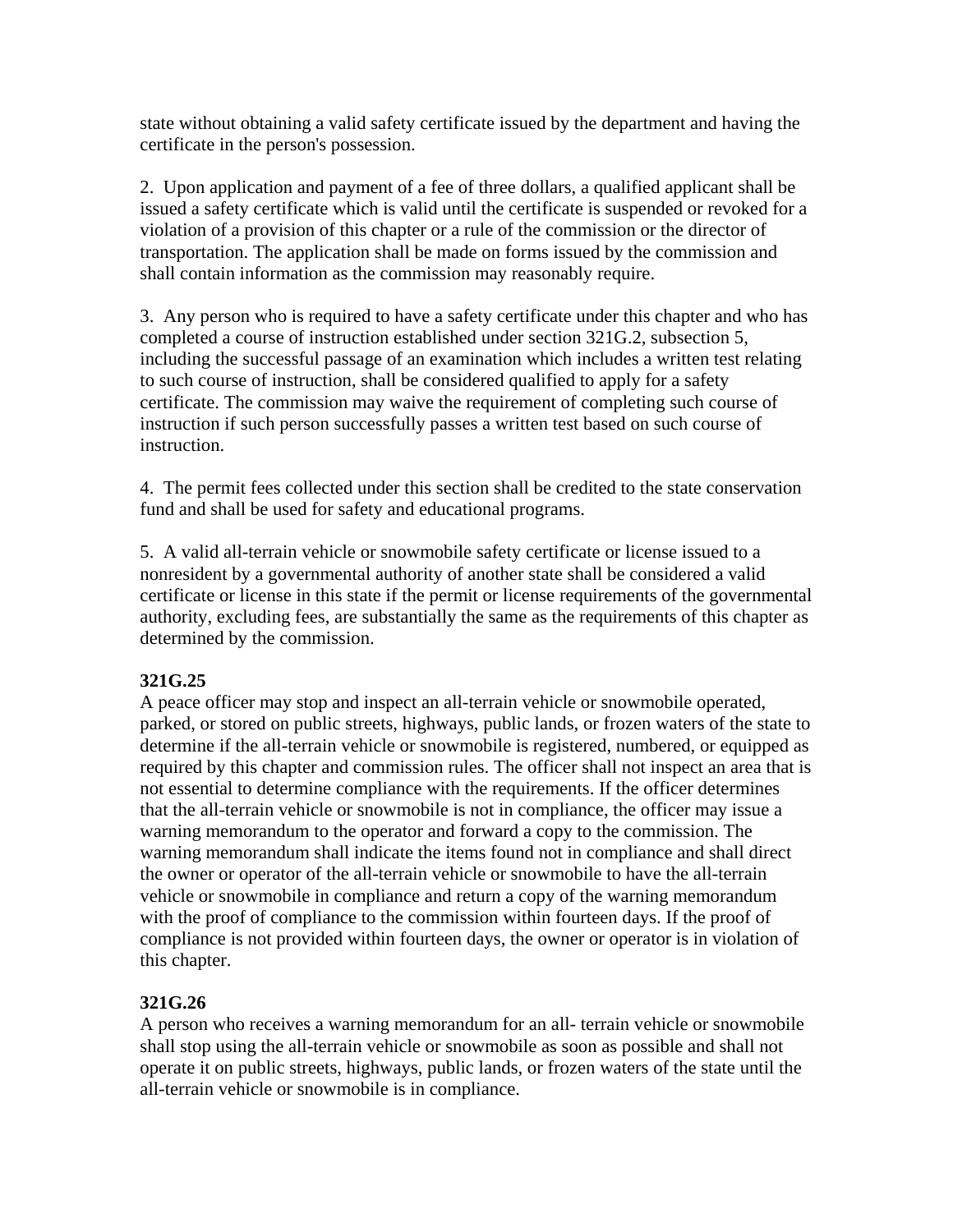state without obtaining a valid safety certificate issued by the department and having the certificate in the person's possession.

2. Upon application and payment of a fee of three dollars, a qualified applicant shall be issued a safety certificate which is valid until the certificate is suspended or revoked for a violation of a provision of this chapter or a rule of the commission or the director of transportation. The application shall be made on forms issued by the commission and shall contain information as the commission may reasonably require.

3. Any person who is required to have a safety certificate under this chapter and who has completed a course of instruction established under section 321G.2, subsection 5, including the successful passage of an examination which includes a written test relating to such course of instruction, shall be considered qualified to apply for a safety certificate. The commission may waive the requirement of completing such course of instruction if such person successfully passes a written test based on such course of instruction.

4. The permit fees collected under this section shall be credited to the state conservation fund and shall be used for safety and educational programs.

5. A valid all-terrain vehicle or snowmobile safety certificate or license issued to a nonresident by a governmental authority of another state shall be considered a valid certificate or license in this state if the permit or license requirements of the governmental authority, excluding fees, are substantially the same as the requirements of this chapter as determined by the commission.

**321G.25**

A peace officer may stop and inspect an all-terrain vehicle or snowmobile operated, parked, or stored on public streets, highways, public lands, or frozen waters of the state to determine if the all-terrain vehicle or snowmobile is registered, numbered, or equipped as required by this chapter and commission rules. The officer shall not inspect an area that is not essential to determine compliance with the requirements. If the officer determines that the all-terrain vehicle or snowmobile is not in compliance, the officer may issue a warning memorandum to the operator and forward a copy to the commission. The warning memorandum shall indicate the items found not in compliance and shall direct the owner or operator of the all-terrain vehicle or snowmobile to have the all-terrain vehicle or snowmobile in compliance and return a copy of the warning memorandum with the proof of compliance to the commission within fourteen days. If the proof of compliance is not provided within fourteen days, the owner or operator is in violation of this chapter.

**321G.26**

A person who receives a warning memorandum for an all- terrain vehicle or snowmobile shall stop using the all-terrain vehicle or snowmobile as soon as possible and shall not operate it on public streets, highways, public lands, or frozen waters of the state until the all-terrain vehicle or snowmobile is in compliance.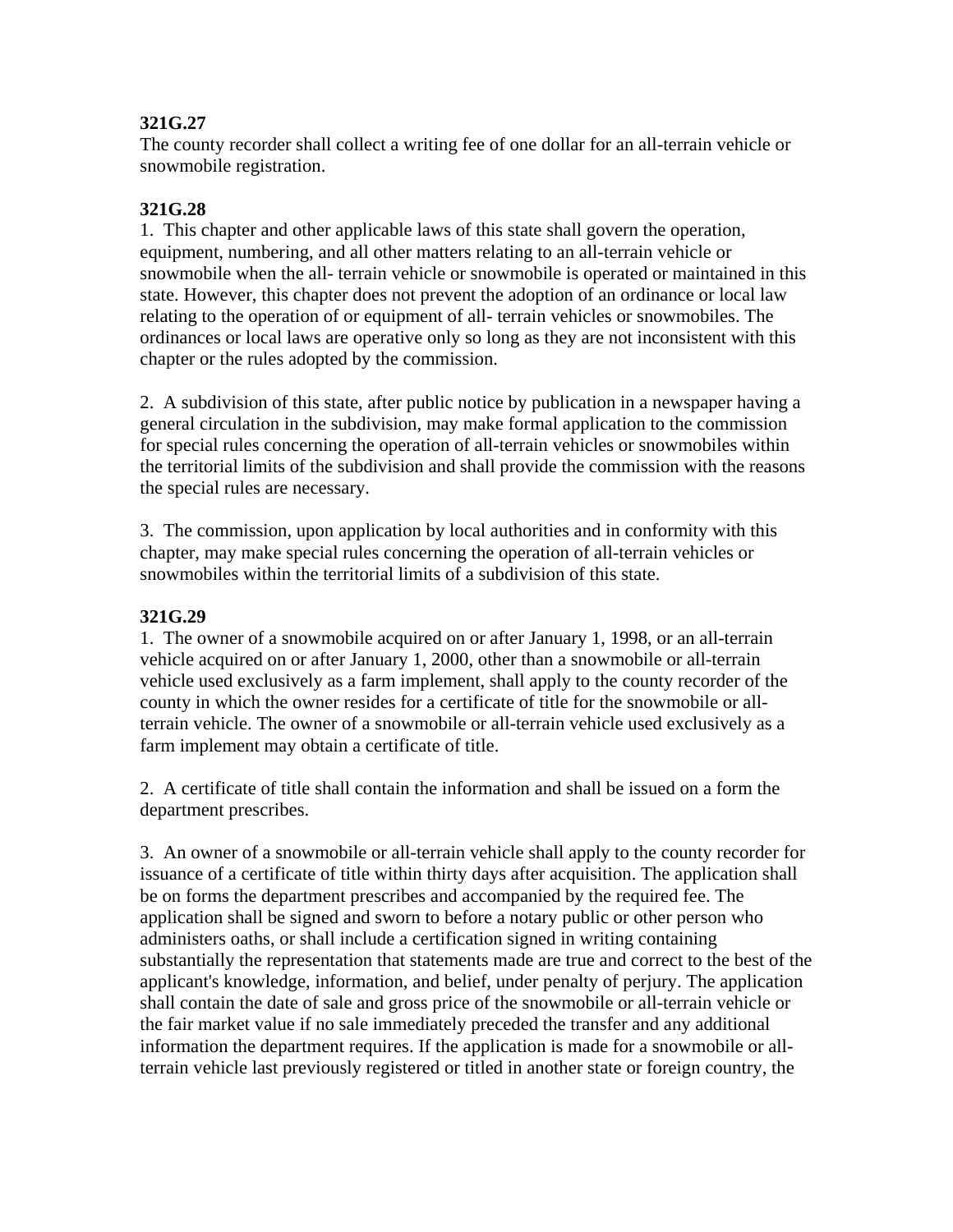**321G.27**
The county recorder shall collect a writing fee of one dollar for an all-terrain vehicle or snowmobile registration.

**321G.28**
1. This chapter and other applicable laws of this state shall govern the operation, equipment, numbering, and all other matters relating to an all-terrain vehicle or snowmobile when the all- terrain vehicle or snowmobile is operated or maintained in this state. However, this chapter does not prevent the adoption of an ordinance or local law relating to the operation of or equipment of all- terrain vehicles or snowmobiles. The ordinances or local laws are operative only so long as they are not inconsistent with this chapter or the rules adopted by the commission.

2. A subdivision of this state, after public notice by publication in a newspaper having a general circulation in the subdivision, may make formal application to the commission for special rules concerning the operation of all-terrain vehicles or snowmobiles within the territorial limits of the subdivision and shall provide the commission with the reasons the special rules are necessary.

3. The commission, upon application by local authorities and in conformity with this chapter, may make special rules concerning the operation of all-terrain vehicles or snowmobiles within the territorial limits of a subdivision of this state.

**321G.29**
1. The owner of a snowmobile acquired on or after January 1, 1998, or an all-terrain vehicle acquired on or after January 1, 2000, other than a snowmobile or all-terrain vehicle used exclusively as a farm implement, shall apply to the county recorder of the county in which the owner resides for a certificate of title for the snowmobile or all-terrain vehicle. The owner of a snowmobile or all-terrain vehicle used exclusively as a farm implement may obtain a certificate of title.

2. A certificate of title shall contain the information and shall be issued on a form the department prescribes.

3. An owner of a snowmobile or all-terrain vehicle shall apply to the county recorder for issuance of a certificate of title within thirty days after acquisition. The application shall be on forms the department prescribes and accompanied by the required fee. The application shall be signed and sworn to before a notary public or other person who administers oaths, or shall include a certification signed in writing containing substantially the representation that statements made are true and correct to the best of the applicant's knowledge, information, and belief, under penalty of perjury. The application shall contain the date of sale and gross price of the snowmobile or all-terrain vehicle or the fair market value if no sale immediately preceded the transfer and any additional information the department requires. If the application is made for a snowmobile or all-terrain vehicle last previously registered or titled in another state or foreign country, the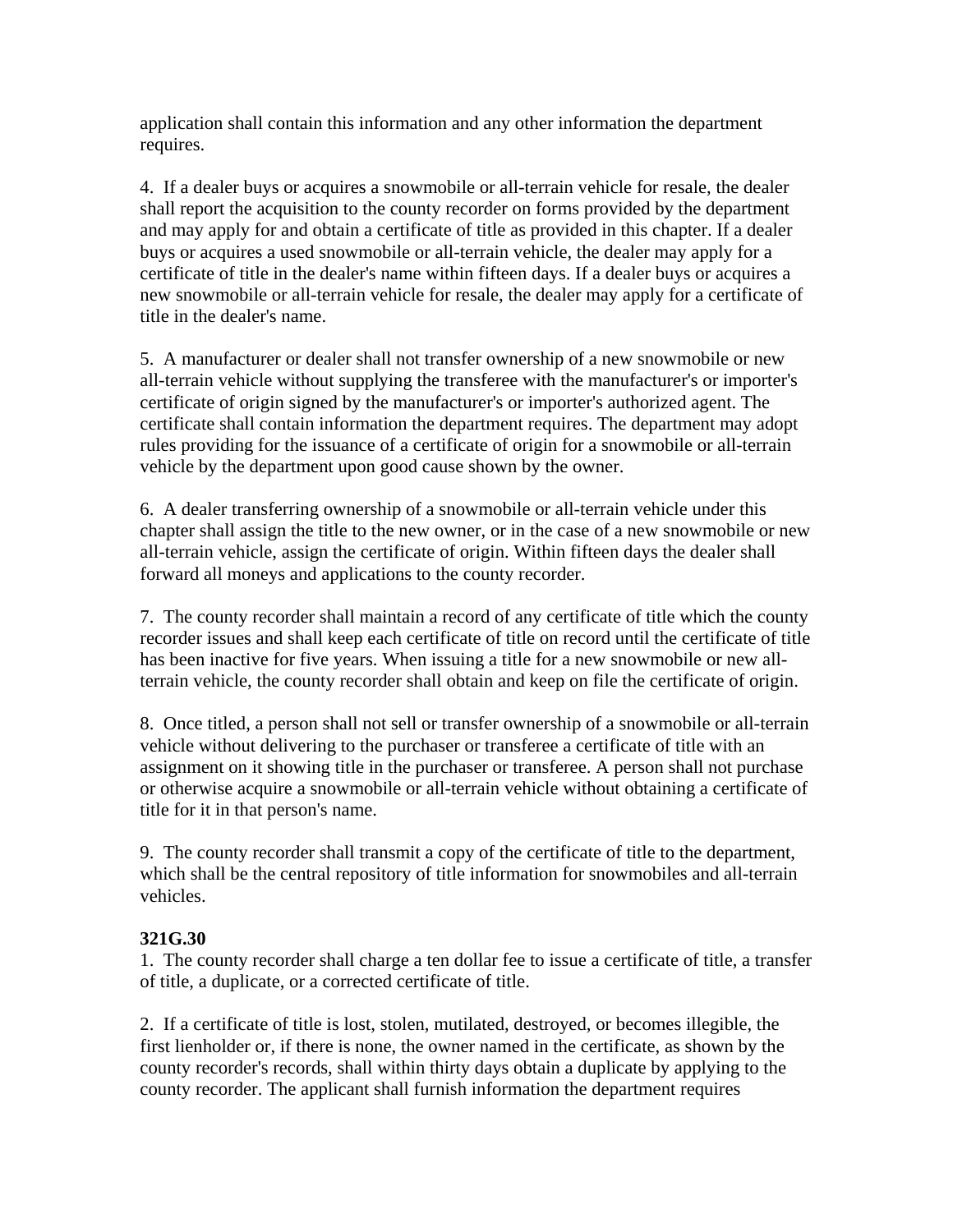application shall contain this information and any other information the department requires.

4. If a dealer buys or acquires a snowmobile or all-terrain vehicle for resale, the dealer shall report the acquisition to the county recorder on forms provided by the department and may apply for and obtain a certificate of title as provided in this chapter. If a dealer buys or acquires a used snowmobile or all-terrain vehicle, the dealer may apply for a certificate of title in the dealer's name within fifteen days. If a dealer buys or acquires a new snowmobile or all-terrain vehicle for resale, the dealer may apply for a certificate of title in the dealer's name.

5. A manufacturer or dealer shall not transfer ownership of a new snowmobile or new all-terrain vehicle without supplying the transferee with the manufacturer's or importer's certificate of origin signed by the manufacturer's or importer's authorized agent. The certificate shall contain information the department requires. The department may adopt rules providing for the issuance of a certificate of origin for a snowmobile or all-terrain vehicle by the department upon good cause shown by the owner.

6. A dealer transferring ownership of a snowmobile or all-terrain vehicle under this chapter shall assign the title to the new owner, or in the case of a new snowmobile or new all-terrain vehicle, assign the certificate of origin. Within fifteen days the dealer shall forward all moneys and applications to the county recorder.

7. The county recorder shall maintain a record of any certificate of title which the county recorder issues and shall keep each certificate of title on record until the certificate of title has been inactive for five years. When issuing a title for a new snowmobile or new all-terrain vehicle, the county recorder shall obtain and keep on file the certificate of origin.

8. Once titled, a person shall not sell or transfer ownership of a snowmobile or all-terrain vehicle without delivering to the purchaser or transferee a certificate of title with an assignment on it showing title in the purchaser or transferee. A person shall not purchase or otherwise acquire a snowmobile or all-terrain vehicle without obtaining a certificate of title for it in that person's name.

9. The county recorder shall transmit a copy of the certificate of title to the department, which shall be the central repository of title information for snowmobiles and all-terrain vehicles.

**321G.30**

1. The county recorder shall charge a ten dollar fee to issue a certificate of title, a transfer of title, a duplicate, or a corrected certificate of title.

2. If a certificate of title is lost, stolen, mutilated, destroyed, or becomes illegible, the first lienholder or, if there is none, the owner named in the certificate, as shown by the county recorder's records, shall within thirty days obtain a duplicate by applying to the county recorder. The applicant shall furnish information the department requires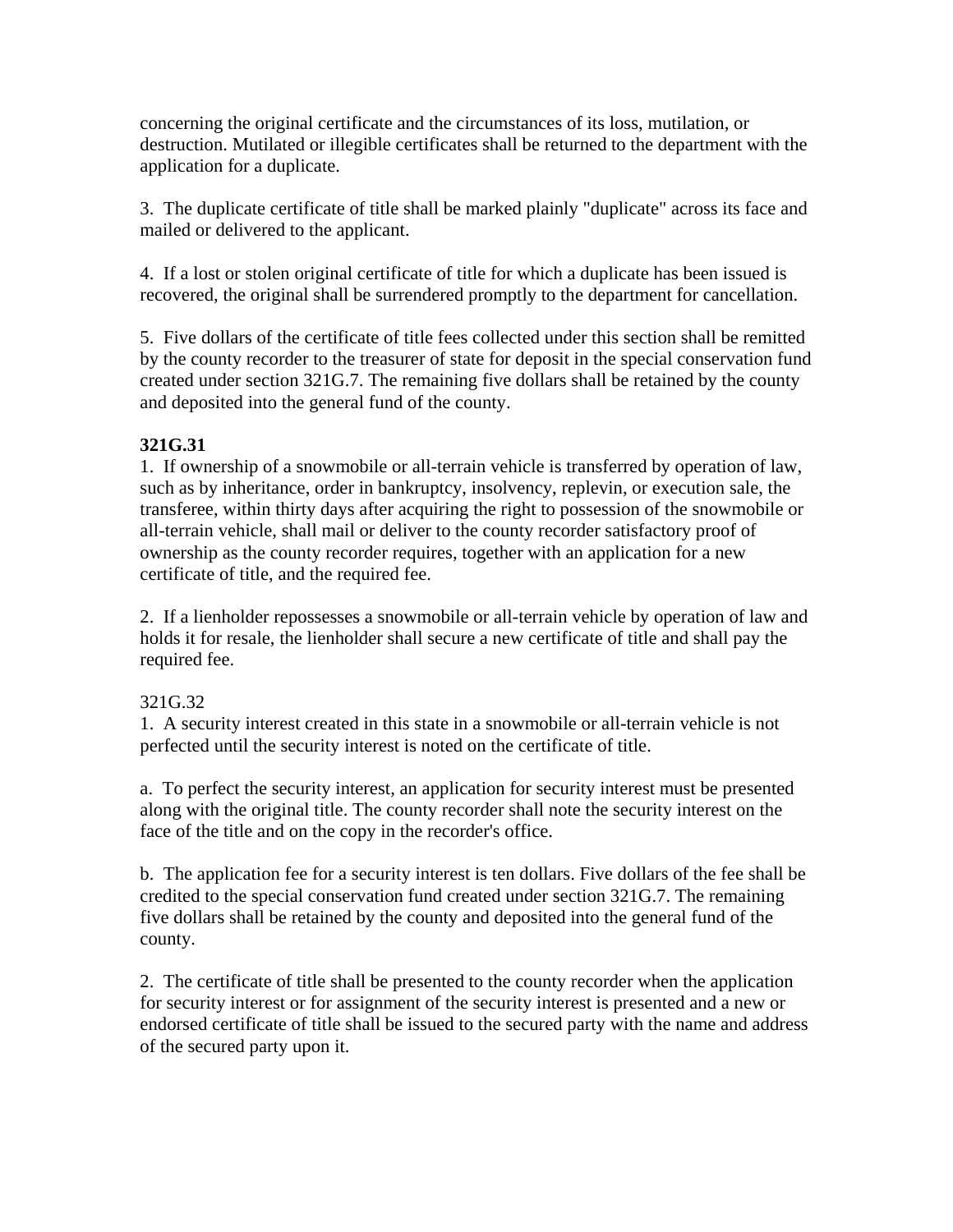concerning the original certificate and the circumstances of its loss, mutilation, or destruction. Mutilated or illegible certificates shall be returned to the department with the application for a duplicate.

3. The duplicate certificate of title shall be marked plainly "duplicate" across its face and mailed or delivered to the applicant.

4. If a lost or stolen original certificate of title for which a duplicate has been issued is recovered, the original shall be surrendered promptly to the department for cancellation.

5. Five dollars of the certificate of title fees collected under this section shall be remitted by the county recorder to the treasurer of state for deposit in the special conservation fund created under section 321G.7. The remaining five dollars shall be retained by the county and deposited into the general fund of the county.

**321G.31**

1. If ownership of a snowmobile or all-terrain vehicle is transferred by operation of law, such as by inheritance, order in bankruptcy, insolvency, replevin, or execution sale, the transferee, within thirty days after acquiring the right to possession of the snowmobile or all-terrain vehicle, shall mail or deliver to the county recorder satisfactory proof of ownership as the county recorder requires, together with an application for a new certificate of title, and the required fee.

2. If a lienholder repossesses a snowmobile or all-terrain vehicle by operation of law and holds it for resale, the lienholder shall secure a new certificate of title and shall pay the required fee.

321G.32

1. A security interest created in this state in a snowmobile or all-terrain vehicle is not perfected until the security interest is noted on the certificate of title.

a. To perfect the security interest, an application for security interest must be presented along with the original title. The county recorder shall note the security interest on the face of the title and on the copy in the recorder's office.

b. The application fee for a security interest is ten dollars. Five dollars of the fee shall be credited to the special conservation fund created under section 321G.7. The remaining five dollars shall be retained by the county and deposited into the general fund of the county.

2. The certificate of title shall be presented to the county recorder when the application for security interest or for assignment of the security interest is presented and a new or endorsed certificate of title shall be issued to the secured party with the name and address of the secured party upon it.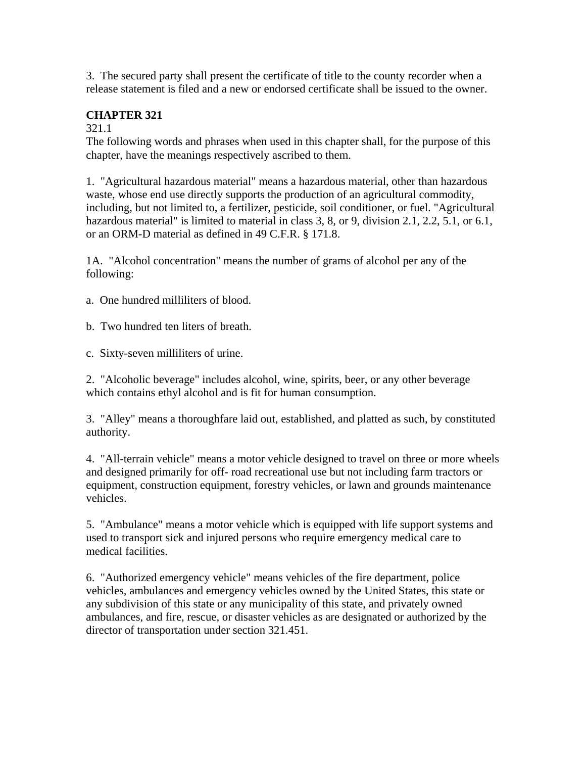3. The secured party shall present the certificate of title to the county recorder when a release statement is filed and a new or endorsed certificate shall be issued to the owner.

**CHAPTER 321**

321.1

The following words and phrases when used in this chapter shall, for the purpose of this chapter, have the meanings respectively ascribed to them.

1. "Agricultural hazardous material" means a hazardous material, other than hazardous waste, whose end use directly supports the production of an agricultural commodity, including, but not limited to, a fertilizer, pesticide, soil conditioner, or fuel. "Agricultural hazardous material" is limited to material in class 3, 8, or 9, division 2.1, 2.2, 5.1, or 6.1, or an ORM-D material as defined in 49 C.F.R. § 171.8.

1A. "Alcohol concentration" means the number of grams of alcohol per any of the following:

a. One hundred milliliters of blood.

b. Two hundred ten liters of breath.

c. Sixty-seven milliliters of urine.

2. "Alcoholic beverage" includes alcohol, wine, spirits, beer, or any other beverage which contains ethyl alcohol and is fit for human consumption.

3. "Alley" means a thoroughfare laid out, established, and platted as such, by constituted authority.

4. "All-terrain vehicle" means a motor vehicle designed to travel on three or more wheels and designed primarily for off- road recreational use but not including farm tractors or equipment, construction equipment, forestry vehicles, or lawn and grounds maintenance vehicles.

5. "Ambulance" means a motor vehicle which is equipped with life support systems and used to transport sick and injured persons who require emergency medical care to medical facilities.

6. "Authorized emergency vehicle" means vehicles of the fire department, police vehicles, ambulances and emergency vehicles owned by the United States, this state or any subdivision of this state or any municipality of this state, and privately owned ambulances, and fire, rescue, or disaster vehicles as are designated or authorized by the director of transportation under section 321.451.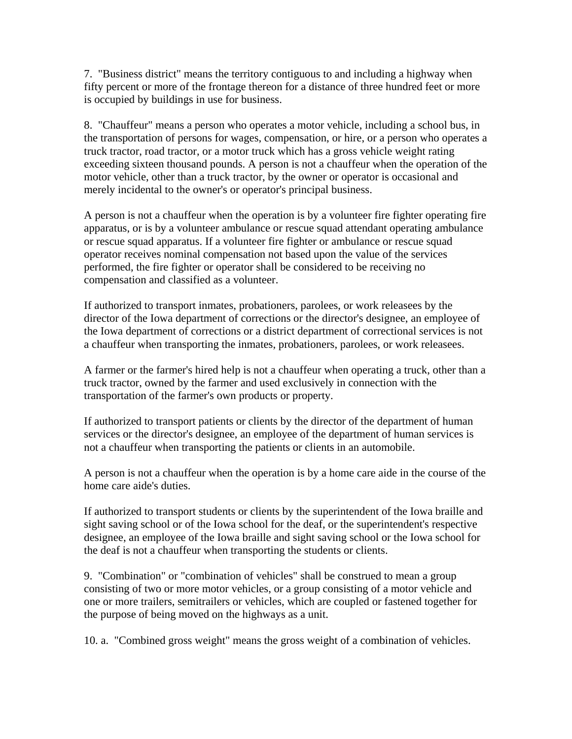7. "Business district" means the territory contiguous to and including a highway when fifty percent or more of the frontage thereon for a distance of three hundred feet or more is occupied by buildings in use for business.

8. "Chauffeur" means a person who operates a motor vehicle, including a school bus, in the transportation of persons for wages, compensation, or hire, or a person who operates a truck tractor, road tractor, or a motor truck which has a gross vehicle weight rating exceeding sixteen thousand pounds. A person is not a chauffeur when the operation of the motor vehicle, other than a truck tractor, by the owner or operator is occasional and merely incidental to the owner's or operator's principal business.

A person is not a chauffeur when the operation is by a volunteer fire fighter operating fire apparatus, or is by a volunteer ambulance or rescue squad attendant operating ambulance or rescue squad apparatus. If a volunteer fire fighter or ambulance or rescue squad operator receives nominal compensation not based upon the value of the services performed, the fire fighter or operator shall be considered to be receiving no compensation and classified as a volunteer.

If authorized to transport inmates, probationers, parolees, or work releasees by the director of the Iowa department of corrections or the director's designee, an employee of the Iowa department of corrections or a district department of correctional services is not a chauffeur when transporting the inmates, probationers, parolees, or work releasees.

A farmer or the farmer's hired help is not a chauffeur when operating a truck, other than a truck tractor, owned by the farmer and used exclusively in connection with the transportation of the farmer's own products or property.

If authorized to transport patients or clients by the director of the department of human services or the director's designee, an employee of the department of human services is not a chauffeur when transporting the patients or clients in an automobile.

A person is not a chauffeur when the operation is by a home care aide in the course of the home care aide's duties.

If authorized to transport students or clients by the superintendent of the Iowa braille and sight saving school or of the Iowa school for the deaf, or the superintendent's respective designee, an employee of the Iowa braille and sight saving school or the Iowa school for the deaf is not a chauffeur when transporting the students or clients.

9. "Combination" or "combination of vehicles" shall be construed to mean a group consisting of two or more motor vehicles, or a group consisting of a motor vehicle and one or more trailers, semitrailers or vehicles, which are coupled or fastened together for the purpose of being moved on the highways as a unit.

10. a. "Combined gross weight" means the gross weight of a combination of vehicles.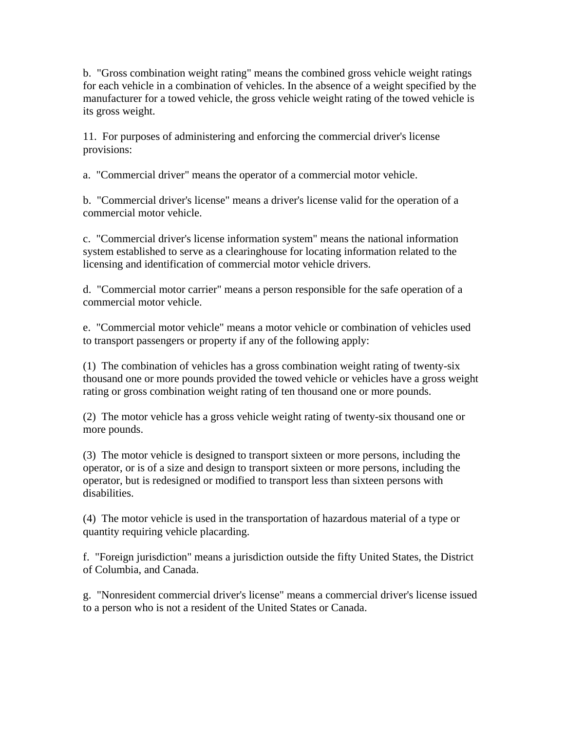b.  "Gross combination weight rating" means the combined gross vehicle weight ratings for each vehicle in a combination of vehicles. In the absence of a weight specified by the manufacturer for a towed vehicle, the gross vehicle weight rating of the towed vehicle is its gross weight.

11.  For purposes of administering and enforcing the commercial driver's license provisions:

a.  "Commercial driver" means the operator of a commercial motor vehicle.

b.  "Commercial driver's license" means a driver's license valid for the operation of a commercial motor vehicle.

c.  "Commercial driver's license information system" means the national information system established to serve as a clearinghouse for locating information related to the licensing and identification of commercial motor vehicle drivers.

d.  "Commercial motor carrier" means a person responsible for the safe operation of a commercial motor vehicle.

e.  "Commercial motor vehicle" means a motor vehicle or combination of vehicles used to transport passengers or property if any of the following apply:

(1)  The combination of vehicles has a gross combination weight rating of twenty-six thousand one or more pounds provided the towed vehicle or vehicles have a gross weight rating or gross combination weight rating of ten thousand one or more pounds.

(2)  The motor vehicle has a gross vehicle weight rating of twenty-six thousand one or more pounds.

(3)  The motor vehicle is designed to transport sixteen or more persons, including the operator, or is of a size and design to transport sixteen or more persons, including the operator, but is redesigned or modified to transport less than sixteen persons with disabilities.

(4)  The motor vehicle is used in the transportation of hazardous material of a type or quantity requiring vehicle placarding.

f.  "Foreign jurisdiction" means a jurisdiction outside the fifty United States, the District of Columbia, and Canada.

g.  "Nonresident commercial driver's license" means a commercial driver's license issued to a person who is not a resident of the United States or Canada.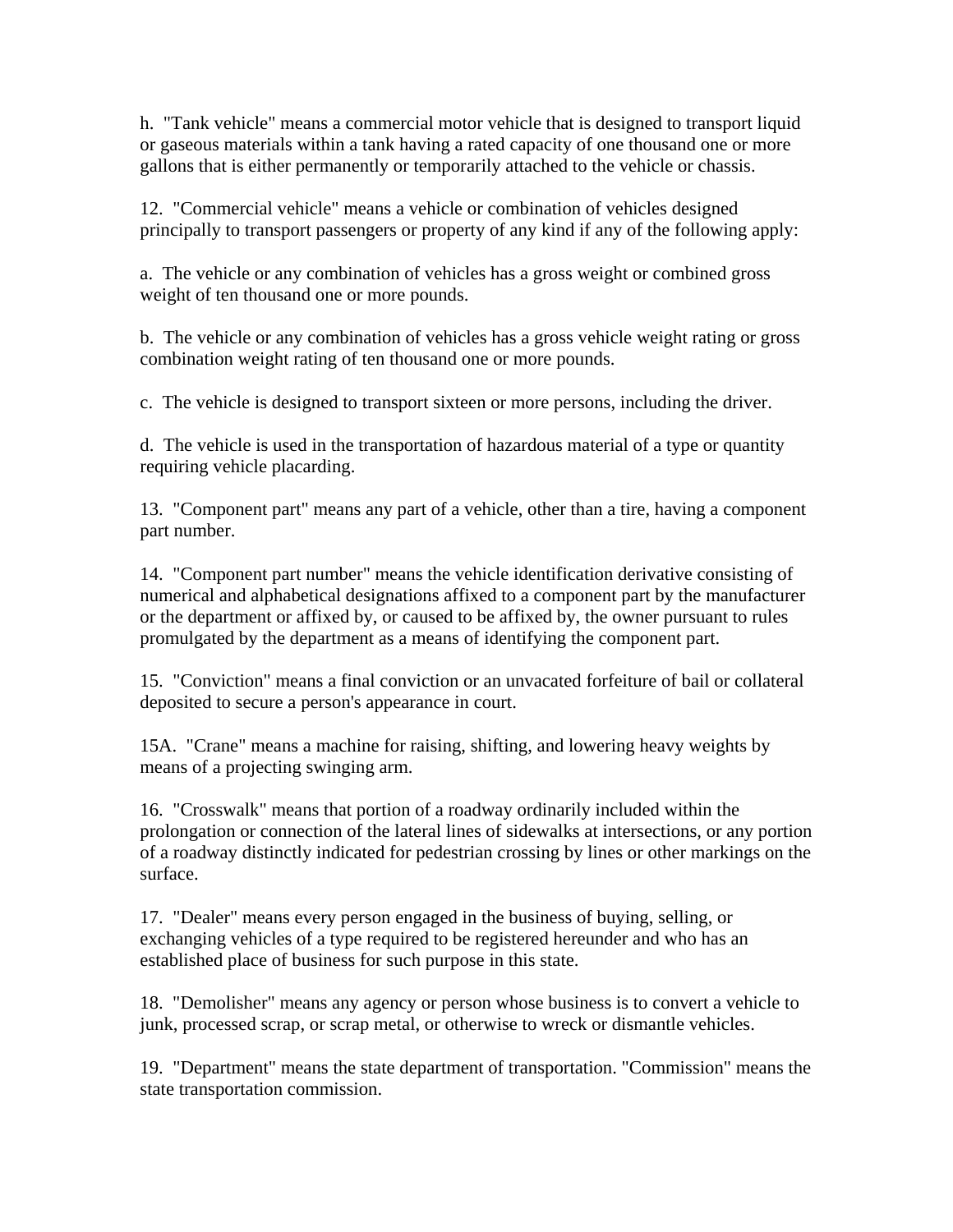h. "Tank vehicle" means a commercial motor vehicle that is designed to transport liquid or gaseous materials within a tank having a rated capacity of one thousand one or more gallons that is either permanently or temporarily attached to the vehicle or chassis.

12. "Commercial vehicle" means a vehicle or combination of vehicles designed principally to transport passengers or property of any kind if any of the following apply:

a. The vehicle or any combination of vehicles has a gross weight or combined gross weight of ten thousand one or more pounds.

b. The vehicle or any combination of vehicles has a gross vehicle weight rating or gross combination weight rating of ten thousand one or more pounds.

c. The vehicle is designed to transport sixteen or more persons, including the driver.

d. The vehicle is used in the transportation of hazardous material of a type or quantity requiring vehicle placarding.

13. "Component part" means any part of a vehicle, other than a tire, having a component part number.

14. "Component part number" means the vehicle identification derivative consisting of numerical and alphabetical designations affixed to a component part by the manufacturer or the department or affixed by, or caused to be affixed by, the owner pursuant to rules promulgated by the department as a means of identifying the component part.

15. "Conviction" means a final conviction or an unvacated forfeiture of bail or collateral deposited to secure a person's appearance in court.

15A. "Crane" means a machine for raising, shifting, and lowering heavy weights by means of a projecting swinging arm.

16. "Crosswalk" means that portion of a roadway ordinarily included within the prolongation or connection of the lateral lines of sidewalks at intersections, or any portion of a roadway distinctly indicated for pedestrian crossing by lines or other markings on the surface.

17. "Dealer" means every person engaged in the business of buying, selling, or exchanging vehicles of a type required to be registered hereunder and who has an established place of business for such purpose in this state.

18. "Demolisher" means any agency or person whose business is to convert a vehicle to junk, processed scrap, or scrap metal, or otherwise to wreck or dismantle vehicles.

19. "Department" means the state department of transportation. "Commission" means the state transportation commission.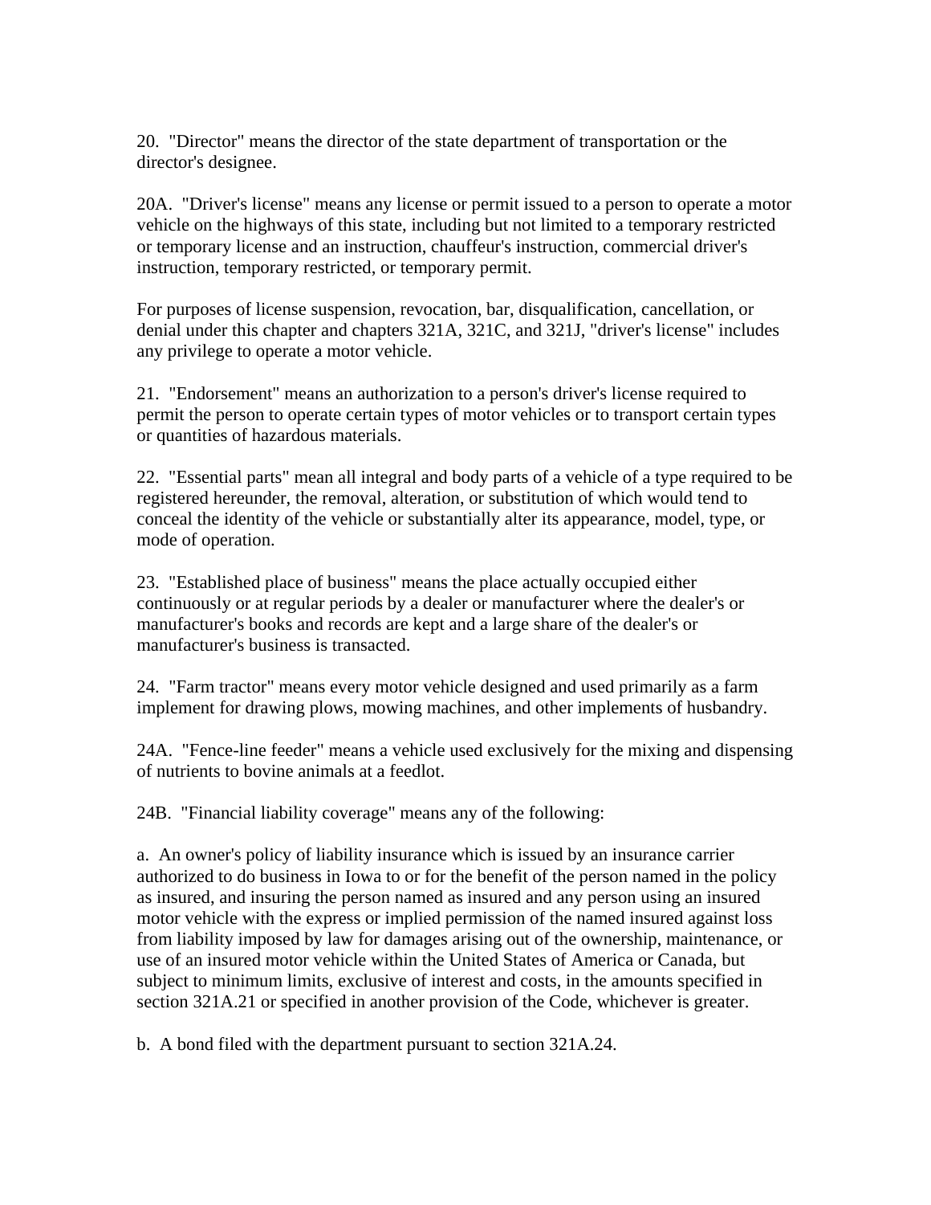20. "Director" means the director of the state department of transportation or the director's designee.

20A. "Driver's license" means any license or permit issued to a person to operate a motor vehicle on the highways of this state, including but not limited to a temporary restricted or temporary license and an instruction, chauffeur's instruction, commercial driver's instruction, temporary restricted, or temporary permit.

For purposes of license suspension, revocation, bar, disqualification, cancellation, or denial under this chapter and chapters 321A, 321C, and 321J, "driver's license" includes any privilege to operate a motor vehicle.

21. "Endorsement" means an authorization to a person's driver's license required to permit the person to operate certain types of motor vehicles or to transport certain types or quantities of hazardous materials.

22. "Essential parts" mean all integral and body parts of a vehicle of a type required to be registered hereunder, the removal, alteration, or substitution of which would tend to conceal the identity of the vehicle or substantially alter its appearance, model, type, or mode of operation.

23. "Established place of business" means the place actually occupied either continuously or at regular periods by a dealer or manufacturer where the dealer's or manufacturer's books and records are kept and a large share of the dealer's or manufacturer's business is transacted.

24. "Farm tractor" means every motor vehicle designed and used primarily as a farm implement for drawing plows, mowing machines, and other implements of husbandry.

24A. "Fence-line feeder" means a vehicle used exclusively for the mixing and dispensing of nutrients to bovine animals at a feedlot.

24B. "Financial liability coverage" means any of the following:

a. An owner's policy of liability insurance which is issued by an insurance carrier authorized to do business in Iowa to or for the benefit of the person named in the policy as insured, and insuring the person named as insured and any person using an insured motor vehicle with the express or implied permission of the named insured against loss from liability imposed by law for damages arising out of the ownership, maintenance, or use of an insured motor vehicle within the United States of America or Canada, but subject to minimum limits, exclusive of interest and costs, in the amounts specified in section 321A.21 or specified in another provision of the Code, whichever is greater.

b. A bond filed with the department pursuant to section 321A.24.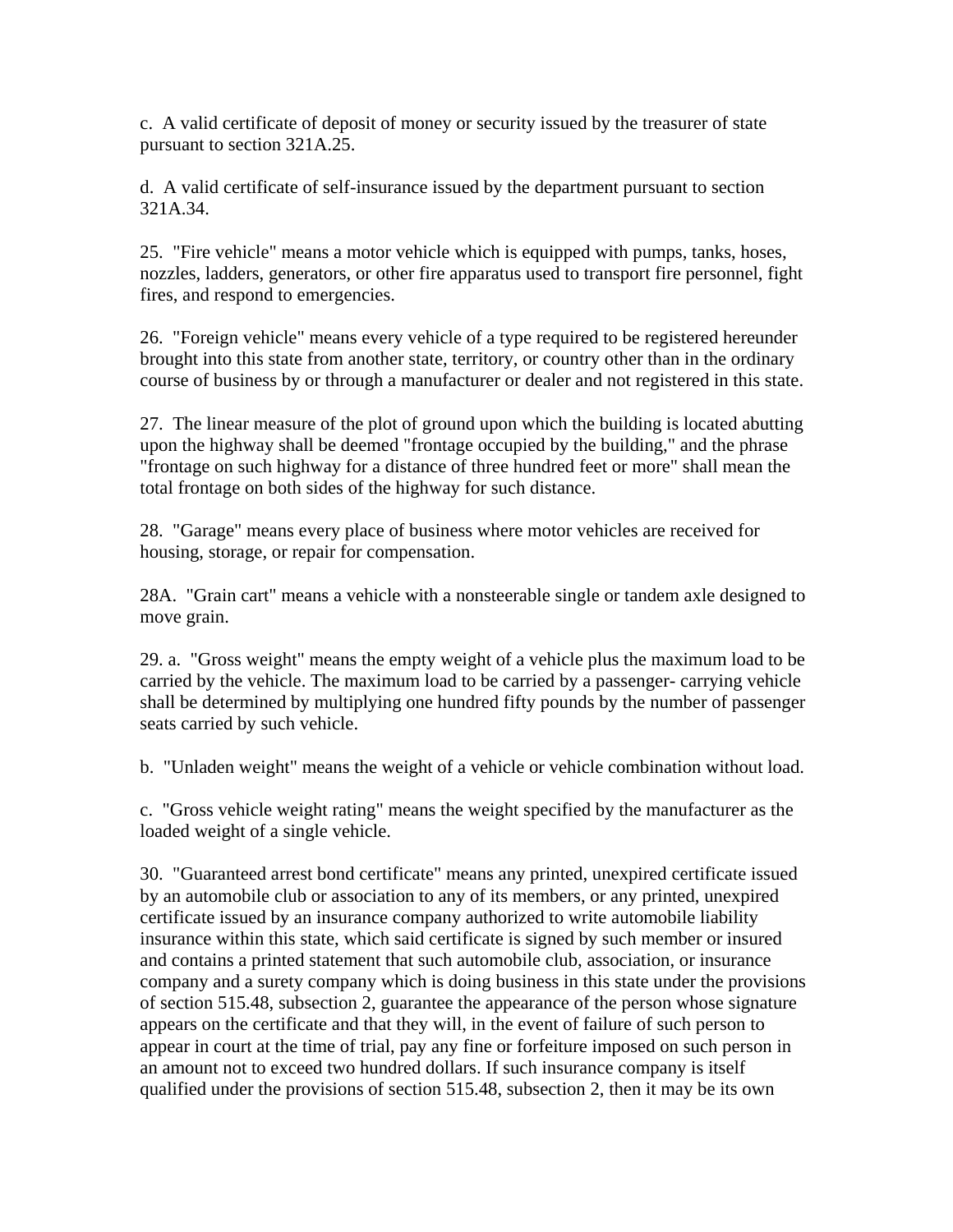c.  A valid certificate of deposit of money or security issued by the treasurer of state pursuant to section 321A.25.

d.  A valid certificate of self-insurance issued by the department pursuant to section 321A.34.

25.  "Fire vehicle" means a motor vehicle which is equipped with pumps, tanks, hoses, nozzles, ladders, generators, or other fire apparatus used to transport fire personnel, fight fires, and respond to emergencies.

26.  "Foreign vehicle" means every vehicle of a type required to be registered hereunder brought into this state from another state, territory, or country other than in the ordinary course of business by or through a manufacturer or dealer and not registered in this state.

27.  The linear measure of the plot of ground upon which the building is located abutting upon the highway shall be deemed "frontage occupied by the building," and the phrase "frontage on such highway for a distance of three hundred feet or more" shall mean the total frontage on both sides of the highway for such distance.

28.  "Garage" means every place of business where motor vehicles are received for housing, storage, or repair for compensation.

28A.  "Grain cart" means a vehicle with a nonsteerable single or tandem axle designed to move grain.

29. a.  "Gross weight" means the empty weight of a vehicle plus the maximum load to be carried by the vehicle. The maximum load to be carried by a passenger- carrying vehicle shall be determined by multiplying one hundred fifty pounds by the number of passenger seats carried by such vehicle.

b.  "Unladen weight" means the weight of a vehicle or vehicle combination without load.

c.  "Gross vehicle weight rating" means the weight specified by the manufacturer as the loaded weight of a single vehicle.

30.  "Guaranteed arrest bond certificate" means any printed, unexpired certificate issued by an automobile club or association to any of its members, or any printed, unexpired certificate issued by an insurance company authorized to write automobile liability insurance within this state, which said certificate is signed by such member or insured and contains a printed statement that such automobile club, association, or insurance company and a surety company which is doing business in this state under the provisions of section 515.48, subsection 2, guarantee the appearance of the person whose signature appears on the certificate and that they will, in the event of failure of such person to appear in court at the time of trial, pay any fine or forfeiture imposed on such person in an amount not to exceed two hundred dollars. If such insurance company is itself qualified under the provisions of section 515.48, subsection 2, then it may be its own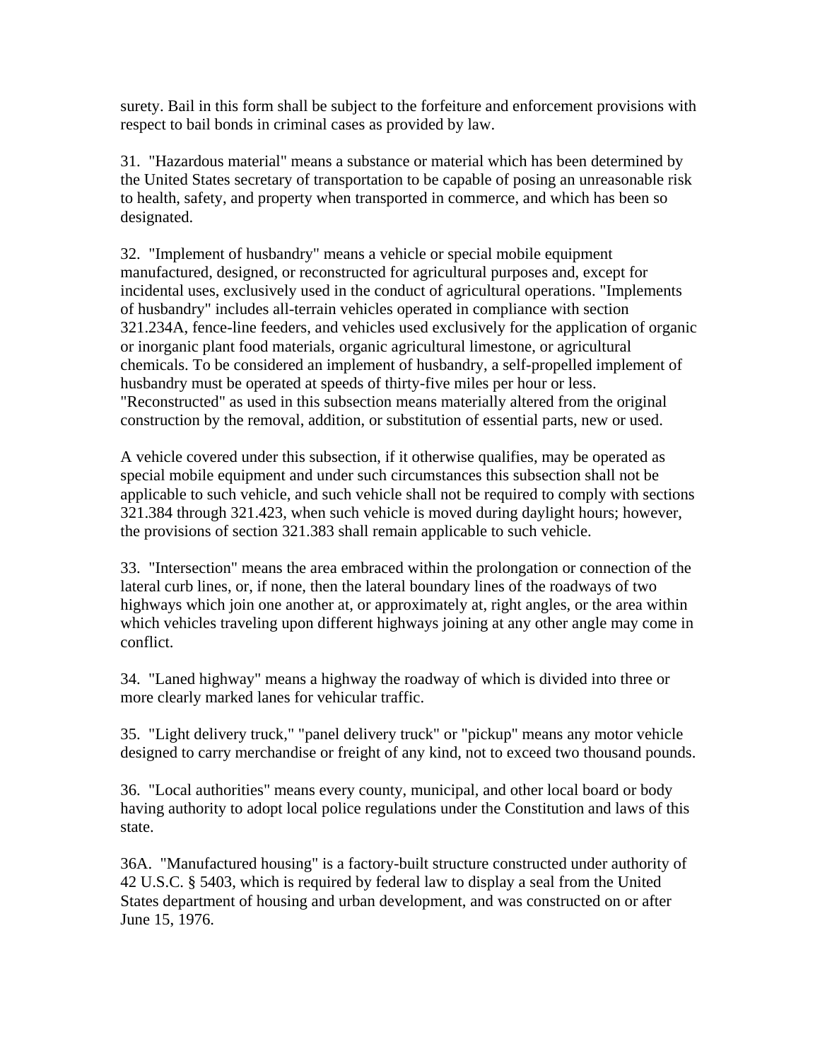surety. Bail in this form shall be subject to the forfeiture and enforcement provisions with respect to bail bonds in criminal cases as provided by law.

31. "Hazardous material" means a substance or material which has been determined by the United States secretary of transportation to be capable of posing an unreasonable risk to health, safety, and property when transported in commerce, and which has been so designated.

32. "Implement of husbandry" means a vehicle or special mobile equipment manufactured, designed, or reconstructed for agricultural purposes and, except for incidental uses, exclusively used in the conduct of agricultural operations. "Implements of husbandry" includes all-terrain vehicles operated in compliance with section 321.234A, fence-line feeders, and vehicles used exclusively for the application of organic or inorganic plant food materials, organic agricultural limestone, or agricultural chemicals. To be considered an implement of husbandry, a self-propelled implement of husbandry must be operated at speeds of thirty-five miles per hour or less. "Reconstructed" as used in this subsection means materially altered from the original construction by the removal, addition, or substitution of essential parts, new or used.

A vehicle covered under this subsection, if it otherwise qualifies, may be operated as special mobile equipment and under such circumstances this subsection shall not be applicable to such vehicle, and such vehicle shall not be required to comply with sections 321.384 through 321.423, when such vehicle is moved during daylight hours; however, the provisions of section 321.383 shall remain applicable to such vehicle.

33. "Intersection" means the area embraced within the prolongation or connection of the lateral curb lines, or, if none, then the lateral boundary lines of the roadways of two highways which join one another at, or approximately at, right angles, or the area within which vehicles traveling upon different highways joining at any other angle may come in conflict.

34. "Laned highway" means a highway the roadway of which is divided into three or more clearly marked lanes for vehicular traffic.

35. "Light delivery truck," "panel delivery truck" or "pickup" means any motor vehicle designed to carry merchandise or freight of any kind, not to exceed two thousand pounds.

36. "Local authorities" means every county, municipal, and other local board or body having authority to adopt local police regulations under the Constitution and laws of this state.

36A. "Manufactured housing" is a factory-built structure constructed under authority of 42 U.S.C. § 5403, which is required by federal law to display a seal from the United States department of housing and urban development, and was constructed on or after June 15, 1976.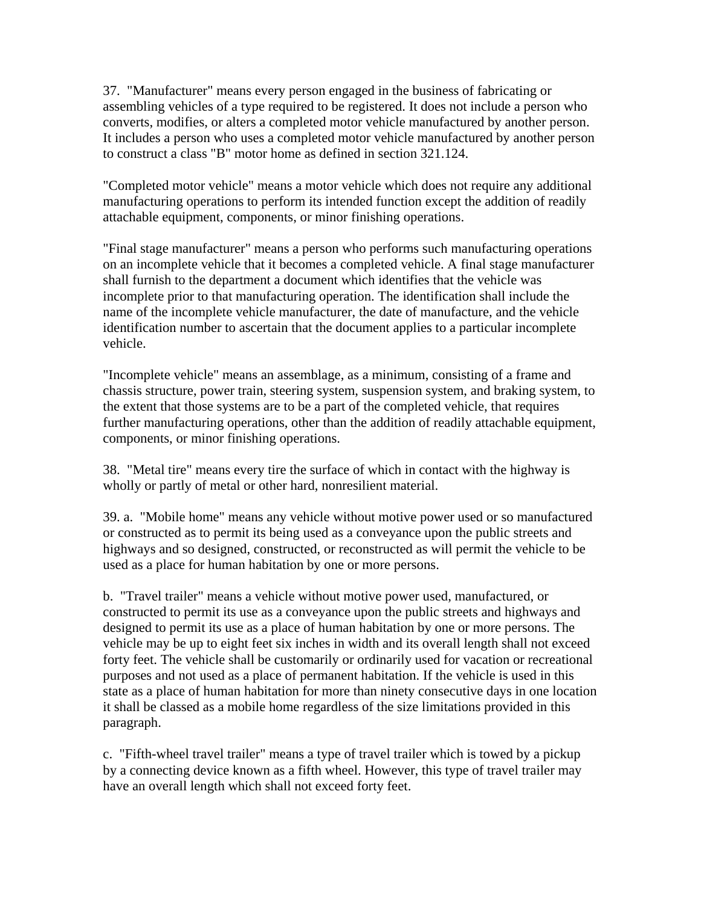37. "Manufacturer" means every person engaged in the business of fabricating or assembling vehicles of a type required to be registered. It does not include a person who converts, modifies, or alters a completed motor vehicle manufactured by another person. It includes a person who uses a completed motor vehicle manufactured by another person to construct a class "B" motor home as defined in section 321.124.

"Completed motor vehicle" means a motor vehicle which does not require any additional manufacturing operations to perform its intended function except the addition of readily attachable equipment, components, or minor finishing operations.

"Final stage manufacturer" means a person who performs such manufacturing operations on an incomplete vehicle that it becomes a completed vehicle. A final stage manufacturer shall furnish to the department a document which identifies that the vehicle was incomplete prior to that manufacturing operation. The identification shall include the name of the incomplete vehicle manufacturer, the date of manufacture, and the vehicle identification number to ascertain that the document applies to a particular incomplete vehicle.

"Incomplete vehicle" means an assemblage, as a minimum, consisting of a frame and chassis structure, power train, steering system, suspension system, and braking system, to the extent that those systems are to be a part of the completed vehicle, that requires further manufacturing operations, other than the addition of readily attachable equipment, components, or minor finishing operations.

38. "Metal tire" means every tire the surface of which in contact with the highway is wholly or partly of metal or other hard, nonresilient material.

39. a. "Mobile home" means any vehicle without motive power used or so manufactured or constructed as to permit its being used as a conveyance upon the public streets and highways and so designed, constructed, or reconstructed as will permit the vehicle to be used as a place for human habitation by one or more persons.

b. "Travel trailer" means a vehicle without motive power used, manufactured, or constructed to permit its use as a conveyance upon the public streets and highways and designed to permit its use as a place of human habitation by one or more persons. The vehicle may be up to eight feet six inches in width and its overall length shall not exceed forty feet. The vehicle shall be customarily or ordinarily used for vacation or recreational purposes and not used as a place of permanent habitation. If the vehicle is used in this state as a place of human habitation for more than ninety consecutive days in one location it shall be classed as a mobile home regardless of the size limitations provided in this paragraph.

c. "Fifth-wheel travel trailer" means a type of travel trailer which is towed by a pickup by a connecting device known as a fifth wheel. However, this type of travel trailer may have an overall length which shall not exceed forty feet.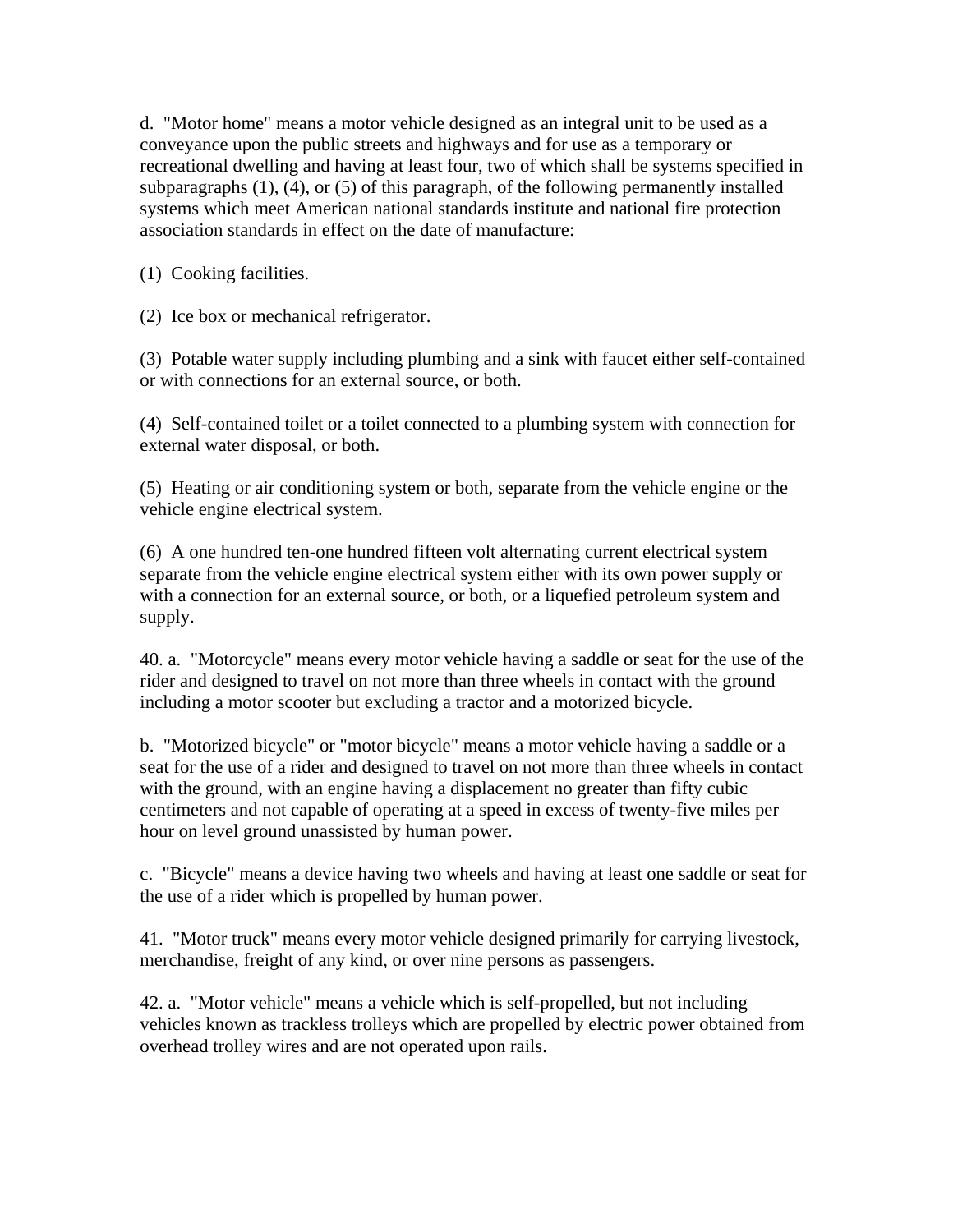d.  "Motor home" means a motor vehicle designed as an integral unit to be used as a conveyance upon the public streets and highways and for use as a temporary or recreational dwelling and having at least four, two of which shall be systems specified in subparagraphs (1), (4), or (5) of this paragraph, of the following permanently installed systems which meet American national standards institute and national fire protection association standards in effect on the date of manufacture:

(1)  Cooking facilities.

(2)  Ice box or mechanical refrigerator.

(3)  Potable water supply including plumbing and a sink with faucet either self-contained or with connections for an external source, or both.

(4)  Self-contained toilet or a toilet connected to a plumbing system with connection for external water disposal, or both.

(5)  Heating or air conditioning system or both, separate from the vehicle engine or the vehicle engine electrical system.

(6)  A one hundred ten-one hundred fifteen volt alternating current electrical system separate from the vehicle engine electrical system either with its own power supply or with a connection for an external source, or both, or a liquefied petroleum system and supply.

40. a.  "Motorcycle" means every motor vehicle having a saddle or seat for the use of the rider and designed to travel on not more than three wheels in contact with the ground including a motor scooter but excluding a tractor and a motorized bicycle.

b.  "Motorized bicycle" or "motor bicycle" means a motor vehicle having a saddle or a seat for the use of a rider and designed to travel on not more than three wheels in contact with the ground, with an engine having a displacement no greater than fifty cubic centimeters and not capable of operating at a speed in excess of twenty-five miles per hour on level ground unassisted by human power.

c.  "Bicycle" means a device having two wheels and having at least one saddle or seat for the use of a rider which is propelled by human power.

41.  "Motor truck" means every motor vehicle designed primarily for carrying livestock, merchandise, freight of any kind, or over nine persons as passengers.

42. a.  "Motor vehicle" means a vehicle which is self-propelled, but not including vehicles known as trackless trolleys which are propelled by electric power obtained from overhead trolley wires and are not operated upon rails.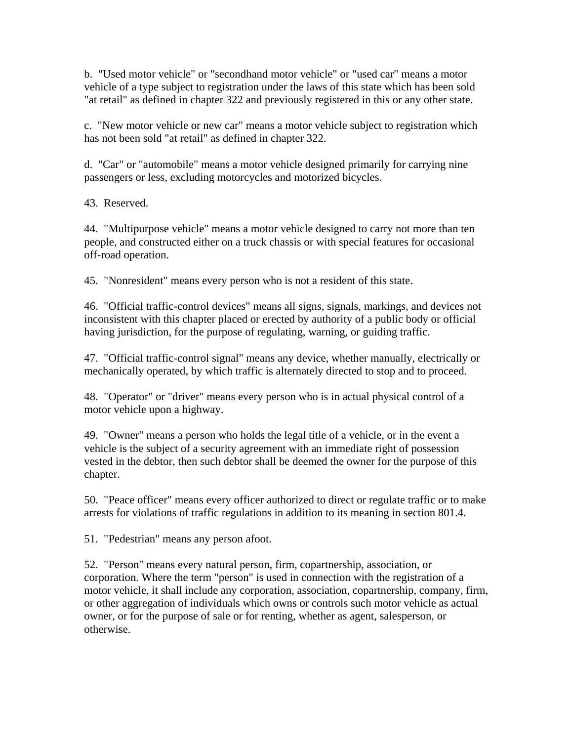b. "Used motor vehicle" or "secondhand motor vehicle" or "used car" means a motor vehicle of a type subject to registration under the laws of this state which has been sold "at retail" as defined in chapter 322 and previously registered in this or any other state.

c. "New motor vehicle or new car" means a motor vehicle subject to registration which has not been sold "at retail" as defined in chapter 322.

d. "Car" or "automobile" means a motor vehicle designed primarily for carrying nine passengers or less, excluding motorcycles and motorized bicycles.

43. Reserved.

44. "Multipurpose vehicle" means a motor vehicle designed to carry not more than ten people, and constructed either on a truck chassis or with special features for occasional off-road operation.

45. "Nonresident" means every person who is not a resident of this state.

46. "Official traffic-control devices" means all signs, signals, markings, and devices not inconsistent with this chapter placed or erected by authority of a public body or official having jurisdiction, for the purpose of regulating, warning, or guiding traffic.

47. "Official traffic-control signal" means any device, whether manually, electrically or mechanically operated, by which traffic is alternately directed to stop and to proceed.

48. "Operator" or "driver" means every person who is in actual physical control of a motor vehicle upon a highway.

49. "Owner" means a person who holds the legal title of a vehicle, or in the event a vehicle is the subject of a security agreement with an immediate right of possession vested in the debtor, then such debtor shall be deemed the owner for the purpose of this chapter.

50. "Peace officer" means every officer authorized to direct or regulate traffic or to make arrests for violations of traffic regulations in addition to its meaning in section 801.4.

51. "Pedestrian" means any person afoot.

52. "Person" means every natural person, firm, copartnership, association, or corporation. Where the term "person" is used in connection with the registration of a motor vehicle, it shall include any corporation, association, copartnership, company, firm, or other aggregation of individuals which owns or controls such motor vehicle as actual owner, or for the purpose of sale or for renting, whether as agent, salesperson, or otherwise.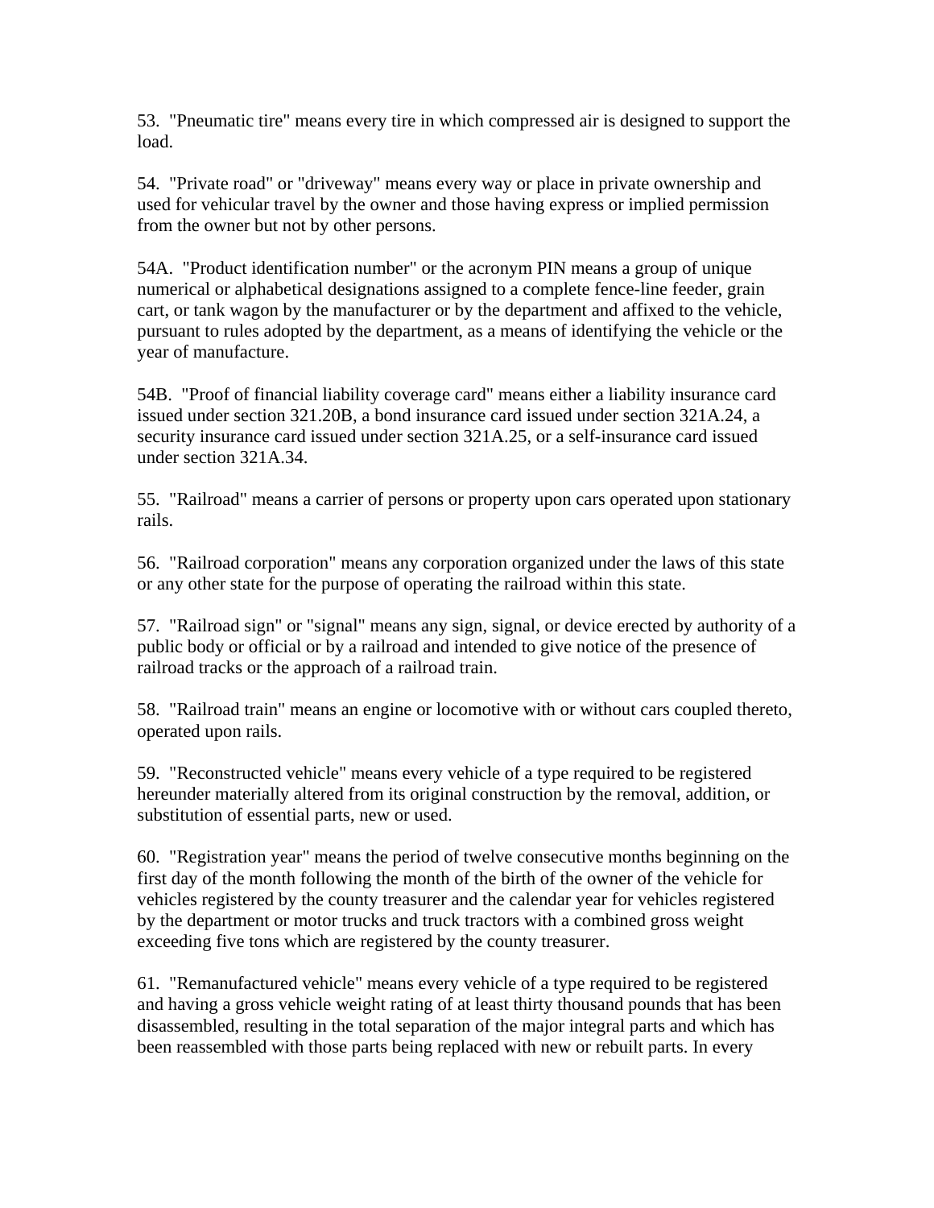53. "Pneumatic tire" means every tire in which compressed air is designed to support the load.

54. "Private road" or "driveway" means every way or place in private ownership and used for vehicular travel by the owner and those having express or implied permission from the owner but not by other persons.

54A. "Product identification number" or the acronym PIN means a group of unique numerical or alphabetical designations assigned to a complete fence-line feeder, grain cart, or tank wagon by the manufacturer or by the department and affixed to the vehicle, pursuant to rules adopted by the department, as a means of identifying the vehicle or the year of manufacture.

54B. "Proof of financial liability coverage card" means either a liability insurance card issued under section 321.20B, a bond insurance card issued under section 321A.24, a security insurance card issued under section 321A.25, or a self-insurance card issued under section 321A.34.

55. "Railroad" means a carrier of persons or property upon cars operated upon stationary rails.

56. "Railroad corporation" means any corporation organized under the laws of this state or any other state for the purpose of operating the railroad within this state.

57. "Railroad sign" or "signal" means any sign, signal, or device erected by authority of a public body or official or by a railroad and intended to give notice of the presence of railroad tracks or the approach of a railroad train.

58. "Railroad train" means an engine or locomotive with or without cars coupled thereto, operated upon rails.

59. "Reconstructed vehicle" means every vehicle of a type required to be registered hereunder materially altered from its original construction by the removal, addition, or substitution of essential parts, new or used.

60. "Registration year" means the period of twelve consecutive months beginning on the first day of the month following the month of the birth of the owner of the vehicle for vehicles registered by the county treasurer and the calendar year for vehicles registered by the department or motor trucks and truck tractors with a combined gross weight exceeding five tons which are registered by the county treasurer.

61. "Remanufactured vehicle" means every vehicle of a type required to be registered and having a gross vehicle weight rating of at least thirty thousand pounds that has been disassembled, resulting in the total separation of the major integral parts and which has been reassembled with those parts being replaced with new or rebuilt parts. In every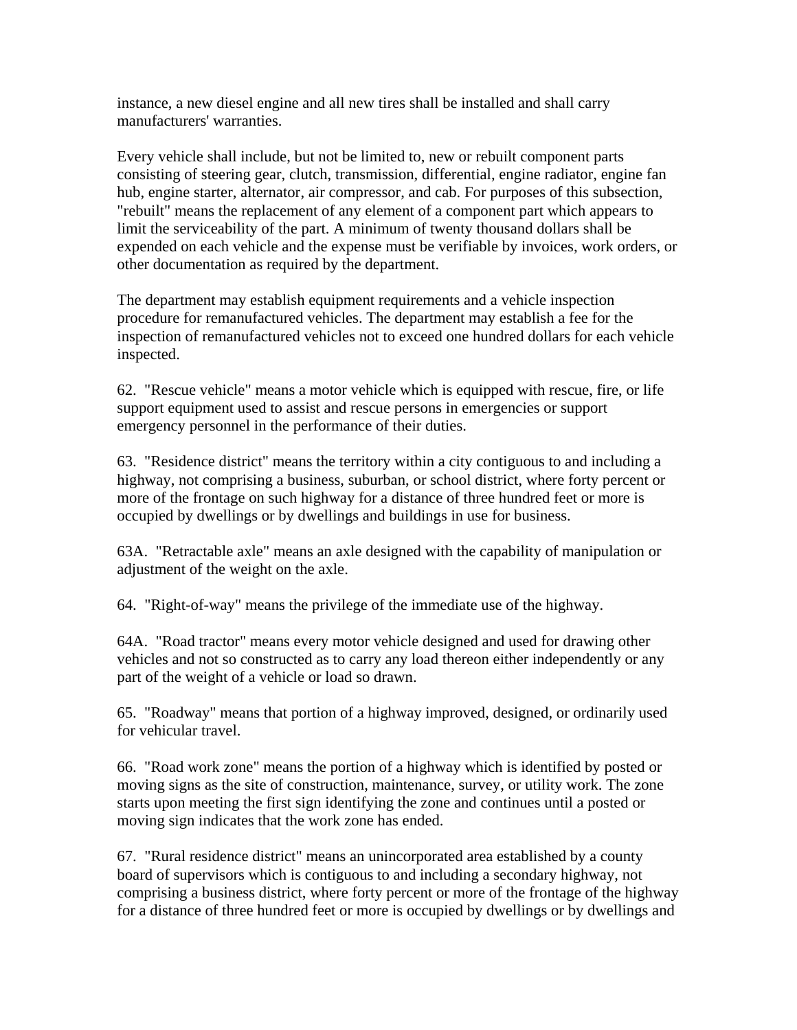instance, a new diesel engine and all new tires shall be installed and shall carry manufacturers' warranties.

Every vehicle shall include, but not be limited to, new or rebuilt component parts consisting of steering gear, clutch, transmission, differential, engine radiator, engine fan hub, engine starter, alternator, air compressor, and cab. For purposes of this subsection, "rebuilt" means the replacement of any element of a component part which appears to limit the serviceability of the part. A minimum of twenty thousand dollars shall be expended on each vehicle and the expense must be verifiable by invoices, work orders, or other documentation as required by the department.

The department may establish equipment requirements and a vehicle inspection procedure for remanufactured vehicles. The department may establish a fee for the inspection of remanufactured vehicles not to exceed one hundred dollars for each vehicle inspected.

62. "Rescue vehicle" means a motor vehicle which is equipped with rescue, fire, or life support equipment used to assist and rescue persons in emergencies or support emergency personnel in the performance of their duties.

63. "Residence district" means the territory within a city contiguous to and including a highway, not comprising a business, suburban, or school district, where forty percent or more of the frontage on such highway for a distance of three hundred feet or more is occupied by dwellings or by dwellings and buildings in use for business.

63A. "Retractable axle" means an axle designed with the capability of manipulation or adjustment of the weight on the axle.

64. "Right-of-way" means the privilege of the immediate use of the highway.

64A. "Road tractor" means every motor vehicle designed and used for drawing other vehicles and not so constructed as to carry any load thereon either independently or any part of the weight of a vehicle or load so drawn.

65. "Roadway" means that portion of a highway improved, designed, or ordinarily used for vehicular travel.

66. "Road work zone" means the portion of a highway which is identified by posted or moving signs as the site of construction, maintenance, survey, or utility work. The zone starts upon meeting the first sign identifying the zone and continues until a posted or moving sign indicates that the work zone has ended.

67. "Rural residence district" means an unincorporated area established by a county board of supervisors which is contiguous to and including a secondary highway, not comprising a business district, where forty percent or more of the frontage of the highway for a distance of three hundred feet or more is occupied by dwellings or by dwellings and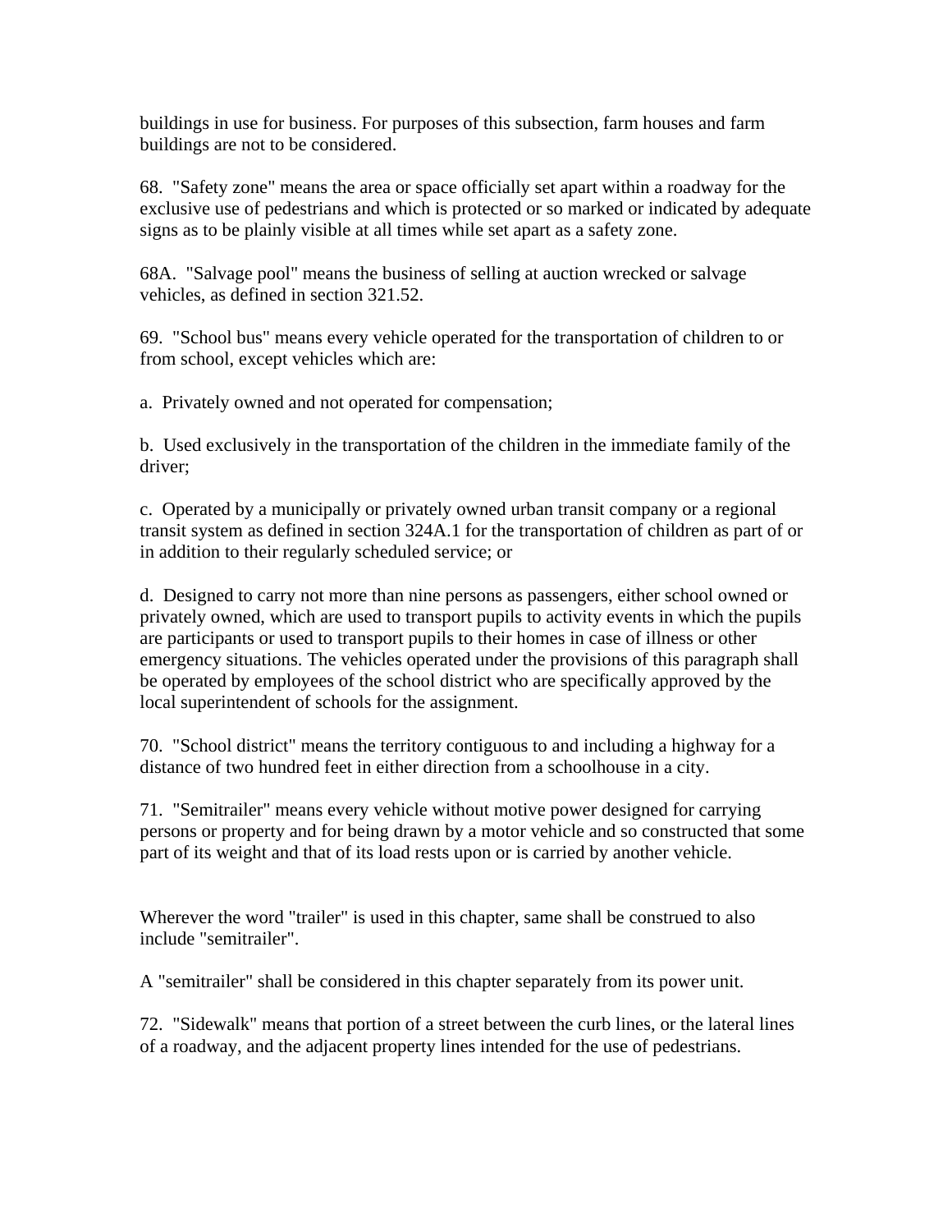buildings in use for business. For purposes of this subsection, farm houses and farm buildings are not to be considered.

68.  "Safety zone" means the area or space officially set apart within a roadway for the exclusive use of pedestrians and which is protected or so marked or indicated by adequate signs as to be plainly visible at all times while set apart as a safety zone.

68A.  "Salvage pool" means the business of selling at auction wrecked or salvage vehicles, as defined in section 321.52.

69.  "School bus" means every vehicle operated for the transportation of children to or from school, except vehicles which are:

a.  Privately owned and not operated for compensation;

b.  Used exclusively in the transportation of the children in the immediate family of the driver;

c.  Operated by a municipally or privately owned urban transit company or a regional transit system as defined in section 324A.1 for the transportation of children as part of or in addition to their regularly scheduled service; or

d.  Designed to carry not more than nine persons as passengers, either school owned or privately owned, which are used to transport pupils to activity events in which the pupils are participants or used to transport pupils to their homes in case of illness or other emergency situations. The vehicles operated under the provisions of this paragraph shall be operated by employees of the school district who are specifically approved by the local superintendent of schools for the assignment.

70.  "School district" means the territory contiguous to and including a highway for a distance of two hundred feet in either direction from a schoolhouse in a city.

71.  "Semitrailer" means every vehicle without motive power designed for carrying persons or property and for being drawn by a motor vehicle and so constructed that some part of its weight and that of its load rests upon or is carried by another vehicle.

Wherever the word "trailer" is used in this chapter, same shall be construed to also include "semitrailer".

A "semitrailer" shall be considered in this chapter separately from its power unit.

72.  "Sidewalk" means that portion of a street between the curb lines, or the lateral lines of a roadway, and the adjacent property lines intended for the use of pedestrians.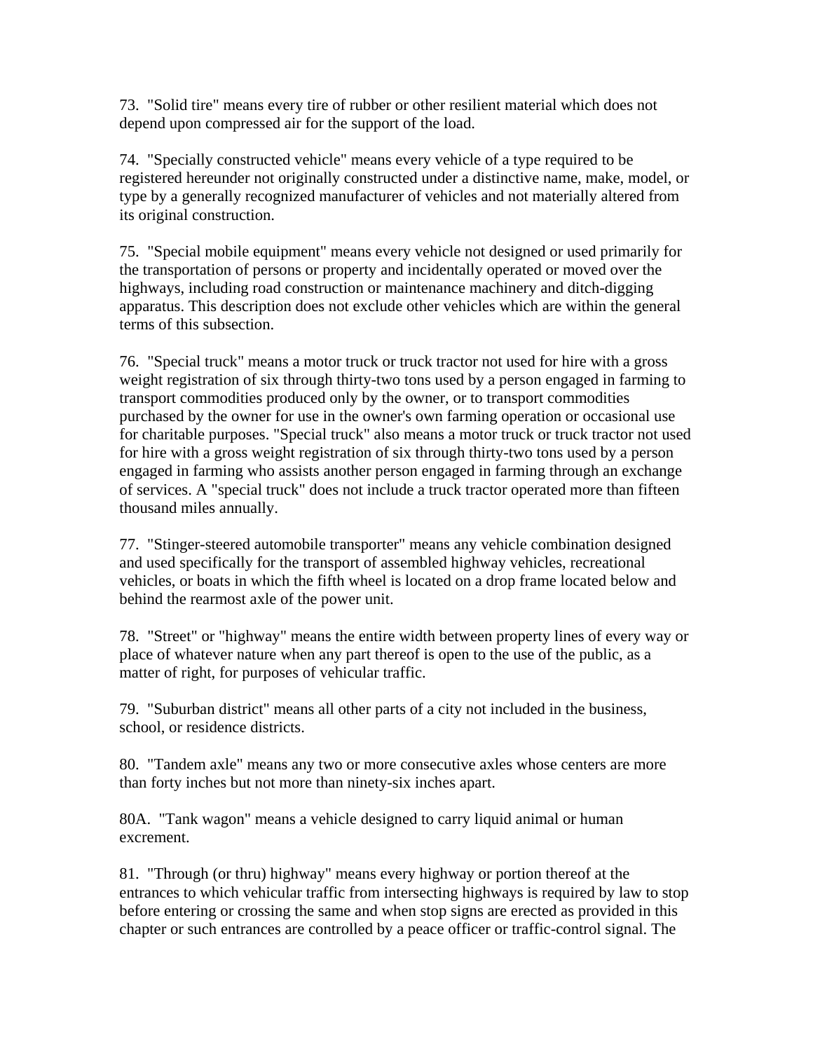73. "Solid tire" means every tire of rubber or other resilient material which does not depend upon compressed air for the support of the load.

74. "Specially constructed vehicle" means every vehicle of a type required to be registered hereunder not originally constructed under a distinctive name, make, model, or type by a generally recognized manufacturer of vehicles and not materially altered from its original construction.

75. "Special mobile equipment" means every vehicle not designed or used primarily for the transportation of persons or property and incidentally operated or moved over the highways, including road construction or maintenance machinery and ditch-digging apparatus. This description does not exclude other vehicles which are within the general terms of this subsection.

76. "Special truck" means a motor truck or truck tractor not used for hire with a gross weight registration of six through thirty-two tons used by a person engaged in farming to transport commodities produced only by the owner, or to transport commodities purchased by the owner for use in the owner's own farming operation or occasional use for charitable purposes. "Special truck" also means a motor truck or truck tractor not used for hire with a gross weight registration of six through thirty-two tons used by a person engaged in farming who assists another person engaged in farming through an exchange of services. A "special truck" does not include a truck tractor operated more than fifteen thousand miles annually.

77. "Stinger-steered automobile transporter" means any vehicle combination designed and used specifically for the transport of assembled highway vehicles, recreational vehicles, or boats in which the fifth wheel is located on a drop frame located below and behind the rearmost axle of the power unit.

78. "Street" or "highway" means the entire width between property lines of every way or place of whatever nature when any part thereof is open to the use of the public, as a matter of right, for purposes of vehicular traffic.

79. "Suburban district" means all other parts of a city not included in the business, school, or residence districts.

80. "Tandem axle" means any two or more consecutive axles whose centers are more than forty inches but not more than ninety-six inches apart.

80A. "Tank wagon" means a vehicle designed to carry liquid animal or human excrement.

81. "Through (or thru) highway" means every highway or portion thereof at the entrances to which vehicular traffic from intersecting highways is required by law to stop before entering or crossing the same and when stop signs are erected as provided in this chapter or such entrances are controlled by a peace officer or traffic-control signal. The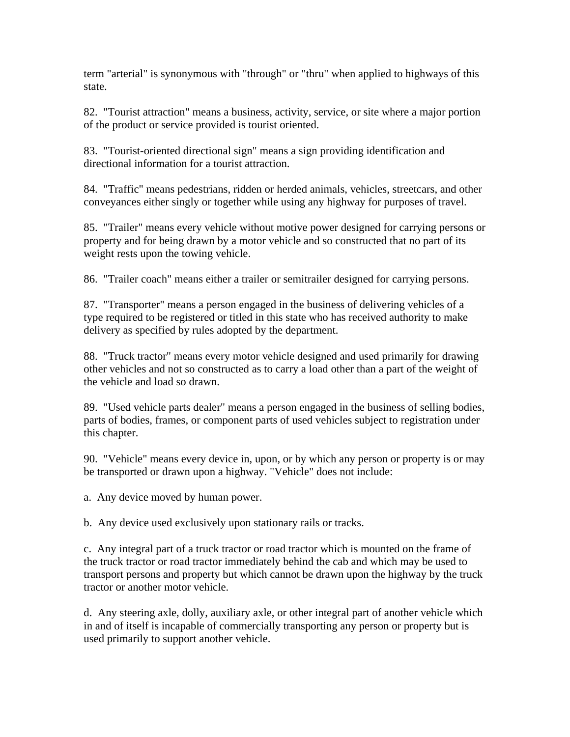term "arterial" is synonymous with "through" or "thru" when applied to highways of this state.

82. "Tourist attraction" means a business, activity, service, or site where a major portion of the product or service provided is tourist oriented.

83. "Tourist-oriented directional sign" means a sign providing identification and directional information for a tourist attraction.

84. "Traffic" means pedestrians, ridden or herded animals, vehicles, streetcars, and other conveyances either singly or together while using any highway for purposes of travel.

85. "Trailer" means every vehicle without motive power designed for carrying persons or property and for being drawn by a motor vehicle and so constructed that no part of its weight rests upon the towing vehicle.

86. "Trailer coach" means either a trailer or semitrailer designed for carrying persons.

87. "Transporter" means a person engaged in the business of delivering vehicles of a type required to be registered or titled in this state who has received authority to make delivery as specified by rules adopted by the department.

88. "Truck tractor" means every motor vehicle designed and used primarily for drawing other vehicles and not so constructed as to carry a load other than a part of the weight of the vehicle and load so drawn.

89. "Used vehicle parts dealer" means a person engaged in the business of selling bodies, parts of bodies, frames, or component parts of used vehicles subject to registration under this chapter.

90. "Vehicle" means every device in, upon, or by which any person or property is or may be transported or drawn upon a highway. "Vehicle" does not include:

a. Any device moved by human power.

b. Any device used exclusively upon stationary rails or tracks.

c. Any integral part of a truck tractor or road tractor which is mounted on the frame of the truck tractor or road tractor immediately behind the cab and which may be used to transport persons and property but which cannot be drawn upon the highway by the truck tractor or another motor vehicle.

d. Any steering axle, dolly, auxiliary axle, or other integral part of another vehicle which in and of itself is incapable of commercially transporting any person or property but is used primarily to support another vehicle.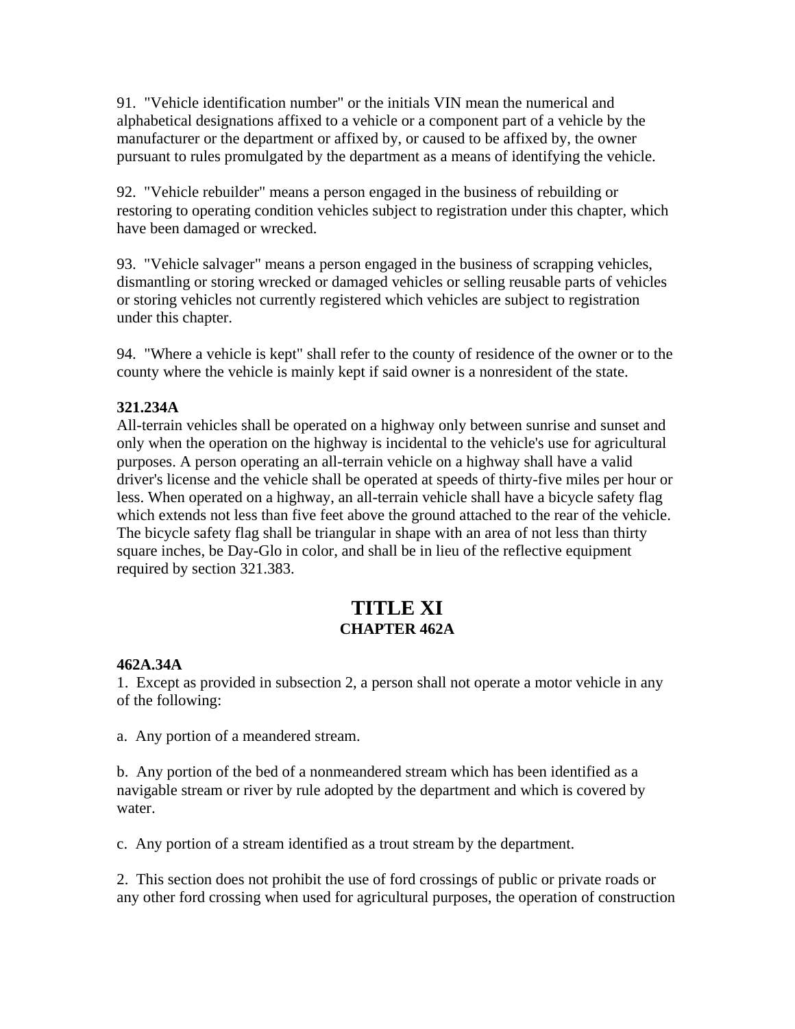91. "Vehicle identification number" or the initials VIN mean the numerical and alphabetical designations affixed to a vehicle or a component part of a vehicle by the manufacturer or the department or affixed by, or caused to be affixed by, the owner pursuant to rules promulgated by the department as a means of identifying the vehicle.

92. "Vehicle rebuilder" means a person engaged in the business of rebuilding or restoring to operating condition vehicles subject to registration under this chapter, which have been damaged or wrecked.

93. "Vehicle salvager" means a person engaged in the business of scrapping vehicles, dismantling or storing wrecked or damaged vehicles or selling reusable parts of vehicles or storing vehicles not currently registered which vehicles are subject to registration under this chapter.

94. "Where a vehicle is kept" shall refer to the county of residence of the owner or to the county where the vehicle is mainly kept if said owner is a nonresident of the state.

**321.234A**
All-terrain vehicles shall be operated on a highway only between sunrise and sunset and only when the operation on the highway is incidental to the vehicle's use for agricultural purposes. A person operating an all-terrain vehicle on a highway shall have a valid driver's license and the vehicle shall be operated at speeds of thirty-five miles per hour or less. When operated on a highway, an all-terrain vehicle shall have a bicycle safety flag which extends not less than five feet above the ground attached to the rear of the vehicle. The bicycle safety flag shall be triangular in shape with an area of not less than thirty square inches, be Day-Glo in color, and shall be in lieu of the reflective equipment required by section 321.383.

# TITLE XI
## CHAPTER 462A

**462A.34A**
1. Except as provided in subsection 2, a person shall not operate a motor vehicle in any of the following:

a. Any portion of a meandered stream.

b. Any portion of the bed of a nonmeandered stream which has been identified as a navigable stream or river by rule adopted by the department and which is covered by water.

c. Any portion of a stream identified as a trout stream by the department.

2. This section does not prohibit the use of ford crossings of public or private roads or any other ford crossing when used for agricultural purposes, the operation of construction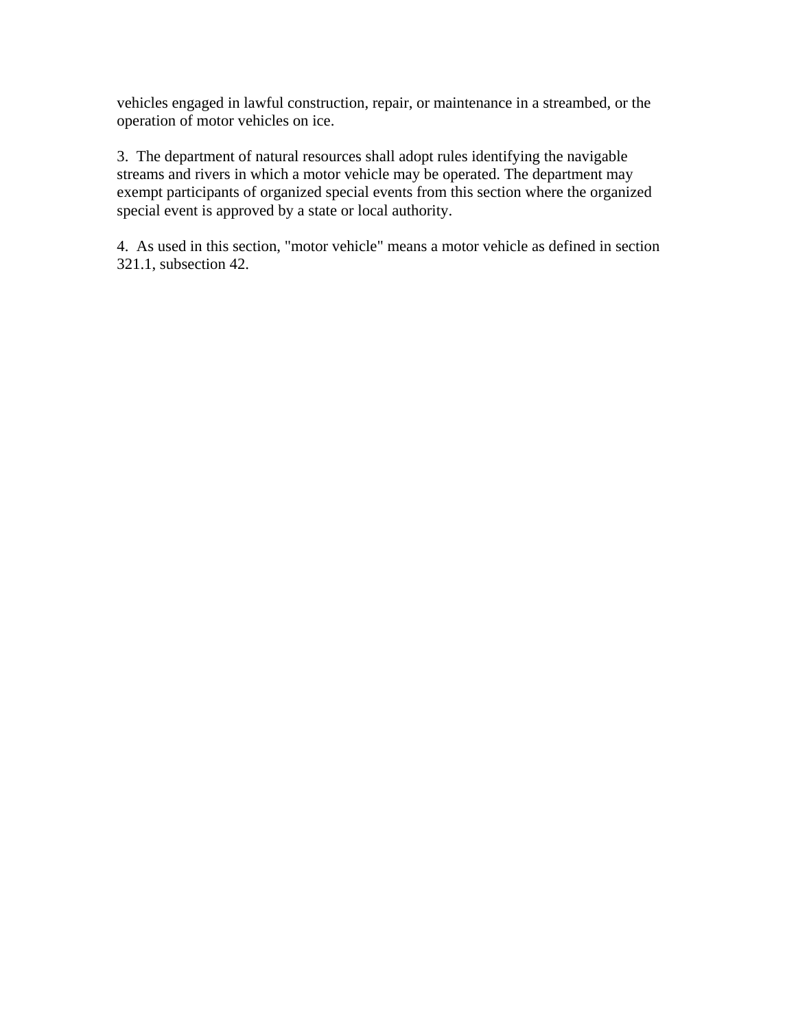vehicles engaged in lawful construction, repair, or maintenance in a streambed, or the operation of motor vehicles on ice.

3. The department of natural resources shall adopt rules identifying the navigable streams and rivers in which a motor vehicle may be operated. The department may exempt participants of organized special events from this section where the organized special event is approved by a state or local authority.

4. As used in this section, "motor vehicle" means a motor vehicle as defined in section 321.1, subsection 42.